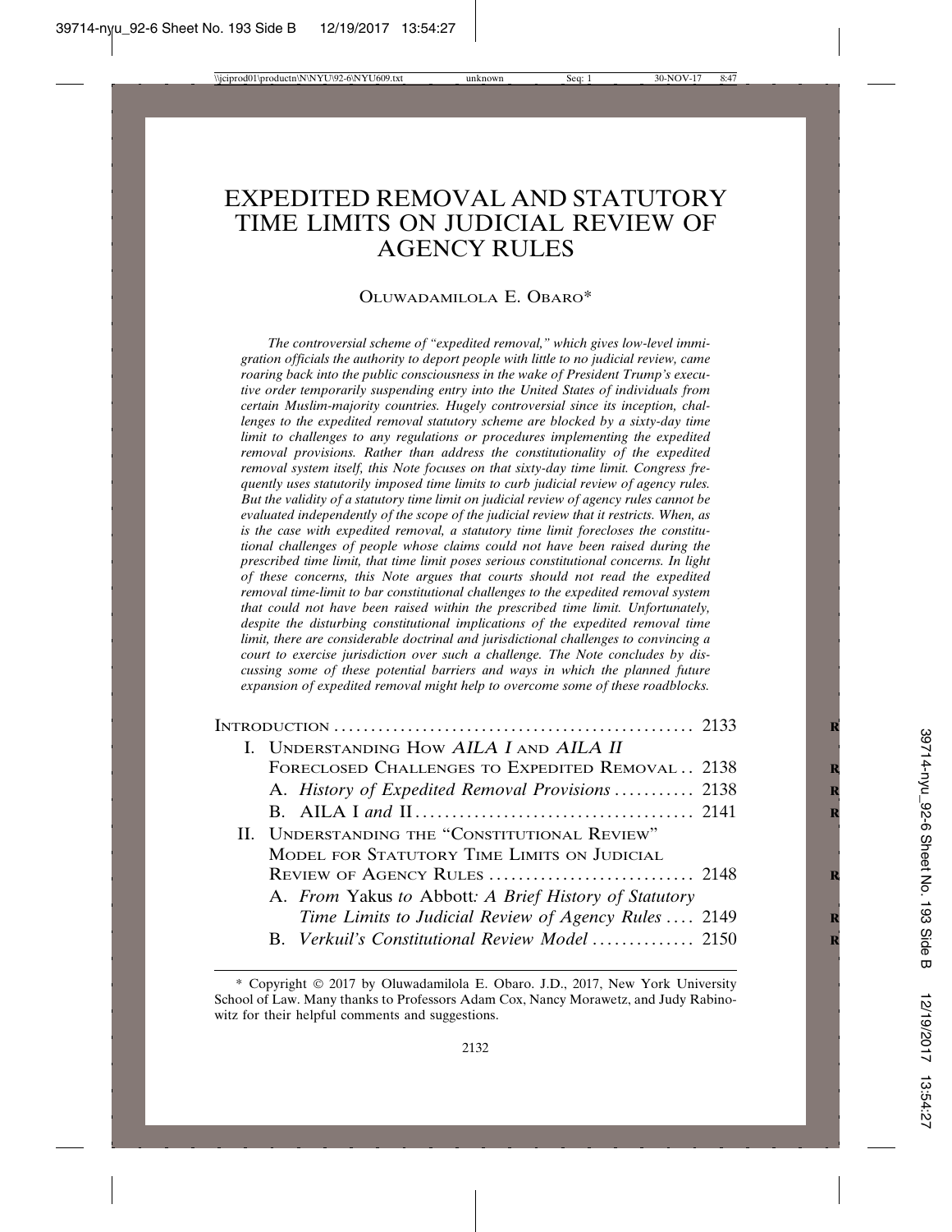# EXPEDITED REMOVAL AND STATUTORY TIME LIMITS ON JUDICIAL REVIEW OF AGENCY RULES

OLUWADAMILOLA E. OBARO*

*The controversial scheme of "expedited removal," which gives low-level immigration officials the authority to deport people with little to no judicial review, came roaring back into the public consciousness in the wake of President Trump's executive order temporarily suspending entry into the United States of individuals from certain Muslim-majority countries. Hugely controversial since its inception, challenges to the expedited removal statutory scheme are blocked by a sixty-day time limit to challenges to any regulations or procedures implementing the expedited removal provisions. Rather than address the constitutionality of the expedited removal system itself, this Note focuses on that sixty-day time limit. Congress frequently uses statutorily imposed time limits to curb judicial review of agency rules. But the validity of a statutory time limit on judicial review of agency rules cannot be evaluated independently of the scope of the judicial review that it restricts. When, as is the case with expedited removal, a statutory time limit forecloses the constitutional challenges of people whose claims could not have been raised during the prescribed time limit, that time limit poses serious constitutional concerns. In light of these concerns, this Note argues that courts should not read the expedited removal time-limit to bar constitutional challenges to the expedited removal system that could not have been raised within the prescribed time limit. Unfortunately, despite the disturbing constitutional implications of the expedited removal time limit, there are considerable doctrinal and jurisdictional challenges to convincing a court to exercise jurisdiction over such a challenge. The Note concludes by discussing some of these potential barriers and ways in which the planned future expansion of expedited removal might help to overcome some of these roadblocks.*

INTRODUCTION ................................................ 2133
- I. UNDERSTANDING HOW *AILA I* AND *AILA II* FORECLOSED CHALLENGES TO EXPEDITED REMOVAL .. 2138
  - A. *History of Expedited Removal Provisions* ........... 2138
  - B. AILA I *and* II ...................................... 2141
- II. UNDERSTANDING THE "CONSTITUTIONAL REVIEW" MODEL FOR STATUTORY TIME LIMITS ON JUDICIAL REVIEW OF AGENCY RULES ............................ 2148
  - A. *From* Yakus *to* Abbott*: A Brief History of Statutory Time Limits to Judicial Review of Agency Rules* .... 2149
  - B. *Verkuil's Constitutional Review Model* .............. 2150

\* Copyright © 2017 by Oluwadamilola E. Obaro. J.D., 2017, New York University School of Law. Many thanks to Professors Adam Cox, Nancy Morawetz, and Judy Rabinowitz for their helpful comments and suggestions.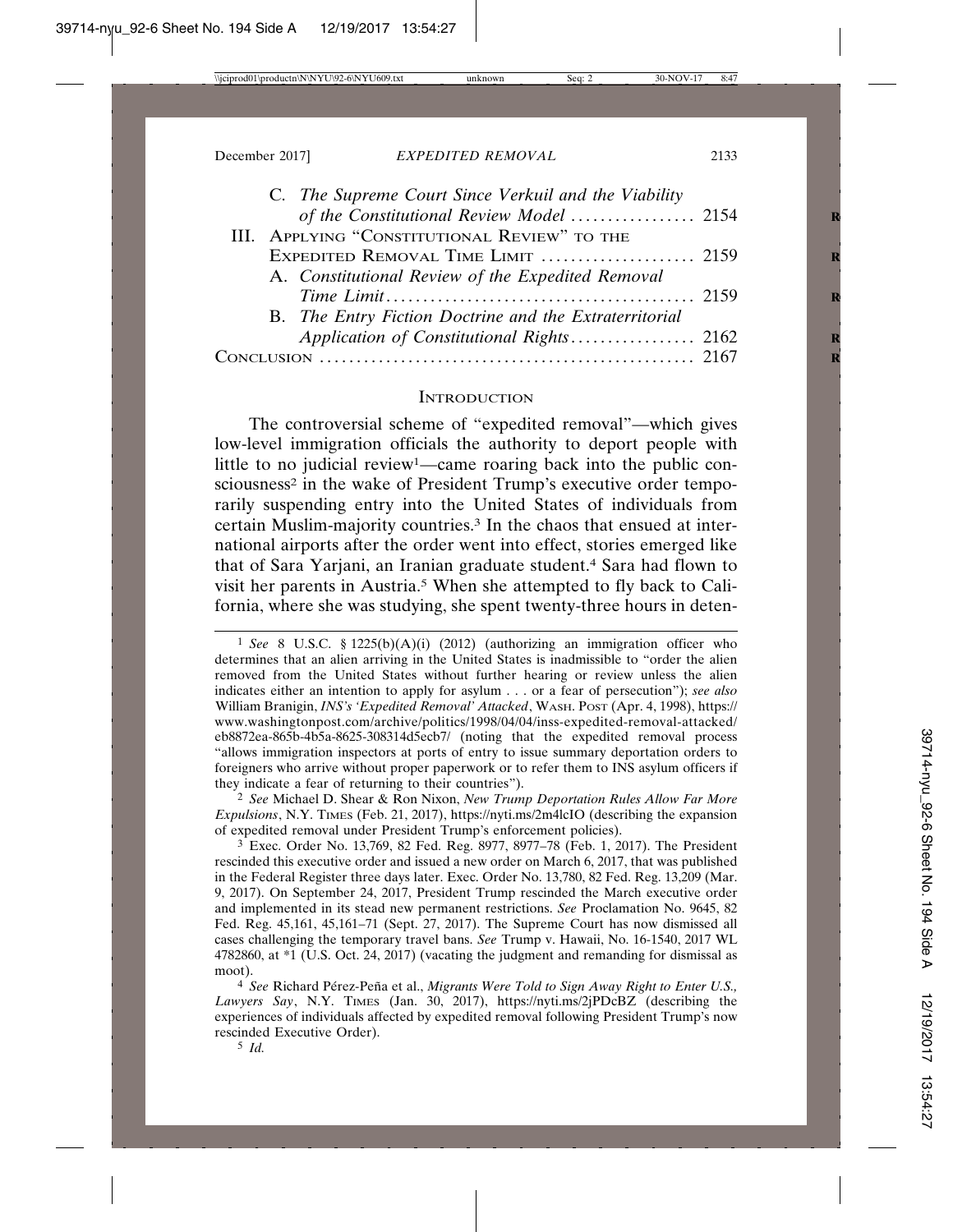C. *The Supreme Court Since Verkuil and the Viability of the Constitutional Review Model* ................. 2154

III. Applying "Constitutional Review" to the Expedited Removal Time Limit ..................... 2159

A. *Constitutional Review of the Expedited Removal Time Limit* ......................................... 2159

B. *The Entry Fiction Doctrine and the Extraterritorial Application of Constitutional Rights* ................. 2162

Conclusion .................................................. 2167

## Introduction

The controversial scheme of "expedited removal"—which gives low-level immigration officials the authority to deport people with little to no judicial review[1]—came roaring back into the public consciousness[2] in the wake of President Trump's executive order temporarily suspending entry into the United States of individuals from certain Muslim-majority countries.[3] In the chaos that ensued at international airports after the order went into effect, stories emerged like that of Sara Yarjani, an Iranian graduate student.[4] Sara had flown to visit her parents in Austria.[5] When she attempted to fly back to California, where she was studying, she spent twenty-three hours in deten-

---

[1] *See* 8 U.S.C. § 1225(b)(A)(i) (2012) (authorizing an immigration officer who determines that an alien arriving in the United States is inadmissible to "order the alien removed from the United States without further hearing or review unless the alien indicates either an intention to apply for asylum . . . or a fear of persecution"); *see also* William Branigin, *INS's 'Expedited Removal' Attacked*, Wash. Post (Apr. 4, 1998), https://www.washingtonpost.com/archive/politics/1998/04/04/inss-expedited-removal-attacked/eb8872ea-865b-4b5a-8625-308314d5ecb7/ (noting that the expedited removal process "allows immigration inspectors at ports of entry to issue summary deportation orders to foreigners who arrive without proper paperwork or to refer them to INS asylum officers if they indicate a fear of returning to their countries").

[2] *See* Michael D. Shear & Ron Nixon, *New Trump Deportation Rules Allow Far More Expulsions*, N.Y. Times (Feb. 21, 2017), https://nyti.ms/2m4lcIO (describing the expansion of expedited removal under President Trump's enforcement policies).

[3] Exec. Order No. 13,769, 82 Fed. Reg. 8977, 8977–78 (Feb. 1, 2017). The President rescinded this executive order and issued a new order on March 6, 2017, that was published in the Federal Register three days later. Exec. Order No. 13,780, 82 Fed. Reg. 13,209 (Mar. 9, 2017). On September 24, 2017, President Trump rescinded the March executive order and implemented in its stead new permanent restrictions. *See* Proclamation No. 9645, 82 Fed. Reg. 45,161, 45,161–71 (Sept. 27, 2017). The Supreme Court has now dismissed all cases challenging the temporary travel bans. *See* Trump v. Hawaii, No. 16-1540, 2017 WL 4782860, at *1 (U.S. Oct. 24, 2017) (vacating the judgment and remanding for dismissal as moot).

[4] *See* Richard Pérez-Peña et al., *Migrants Were Told to Sign Away Right to Enter U.S., Lawyers Say*, N.Y. Times (Jan. 30, 2017), https://nyti.ms/2jPDcBZ (describing the experiences of individuals affected by expedited removal following President Trump's now rescinded Executive Order).

[5] *Id.*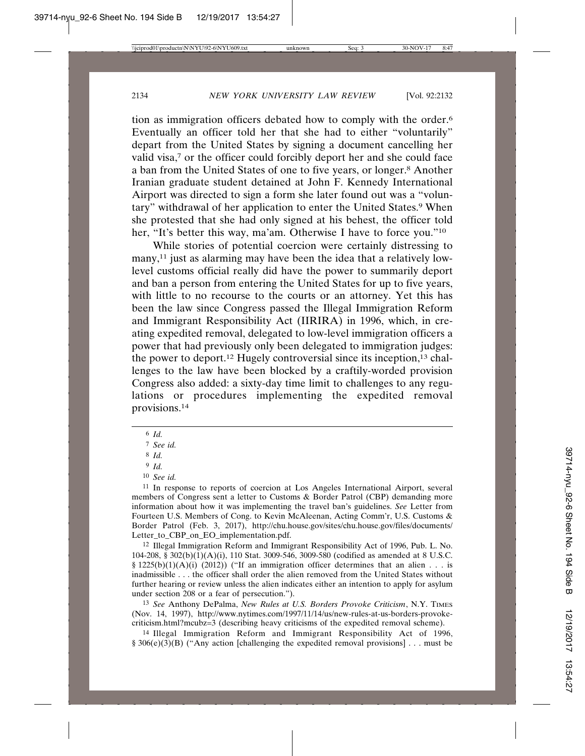tion as immigration officers debated how to comply with the order.[6] Eventually an officer told her that she had to either "voluntarily" depart from the United States by signing a document cancelling her valid visa,[7] or the officer could forcibly deport her and she could face a ban from the United States of one to five years, or longer.[8] Another Iranian graduate student detained at John F. Kennedy International Airport was directed to sign a form she later found out was a "voluntary" withdrawal of her application to enter the United States.[9] When she protested that she had only signed at his behest, the officer told her, "It's better this way, ma'am. Otherwise I have to force you."[10]

While stories of potential coercion were certainly distressing to many,[11] just as alarming may have been the idea that a relatively low-level customs official really did have the power to summarily deport and ban a person from entering the United States for up to five years, with little to no recourse to the courts or an attorney. Yet this has been the law since Congress passed the Illegal Immigration Reform and Immigrant Responsibility Act (IIRIRA) in 1996, which, in creating expedited removal, delegated to low-level immigration officers a power that had previously only been delegated to immigration judges: the power to deport.[12] Hugely controversial since its inception,[13] challenges to the law have been blocked by a craftily-worded provision Congress also added: a sixty-day time limit to challenges to any regulations or procedures implementing the expedited removal provisions.[14]

---

[6] *Id.*

[7] *See id.*

[8] *Id.*

[9] *Id.*

[10] *See id.*

[11] In response to reports of coercion at Los Angeles International Airport, several members of Congress sent a letter to Customs & Border Patrol (CBP) demanding more information about how it was implementing the travel ban's guidelines. *See* Letter from Fourteen U.S. Members of Cong. to Kevin McAleenan, Acting Comm'r, U.S. Customs & Border Patrol (Feb. 3, 2017), http://chu.house.gov/sites/chu.house.gov/files/documents/Letter_to_CBP_on_EO_implementation.pdf.

[12] Illegal Immigration Reform and Immigrant Responsibility Act of 1996, Pub. L. No. 104-208, § 302(b)(1)(A)(i), 110 Stat. 3009-546, 3009-580 (codified as amended at 8 U.S.C. § 1225(b)(1)(A)(i) (2012)) ("If an immigration officer determines that an alien . . . is inadmissible . . . the officer shall order the alien removed from the United States without further hearing or review unless the alien indicates either an intention to apply for asylum under section 208 or a fear of persecution.").

[13] *See* Anthony DePalma, *New Rules at U.S. Borders Provoke Criticism*, N.Y. TIMES (Nov. 14, 1997), http://www.nytimes.com/1997/11/14/us/new-rules-at-us-borders-provoke-criticism.html?mcubz=3 (describing heavy criticisms of the expedited removal scheme).

[14] Illegal Immigration Reform and Immigrant Responsibility Act of 1996, § 306(e)(3)(B) ("Any action [challenging the expedited removal provisions] . . . must be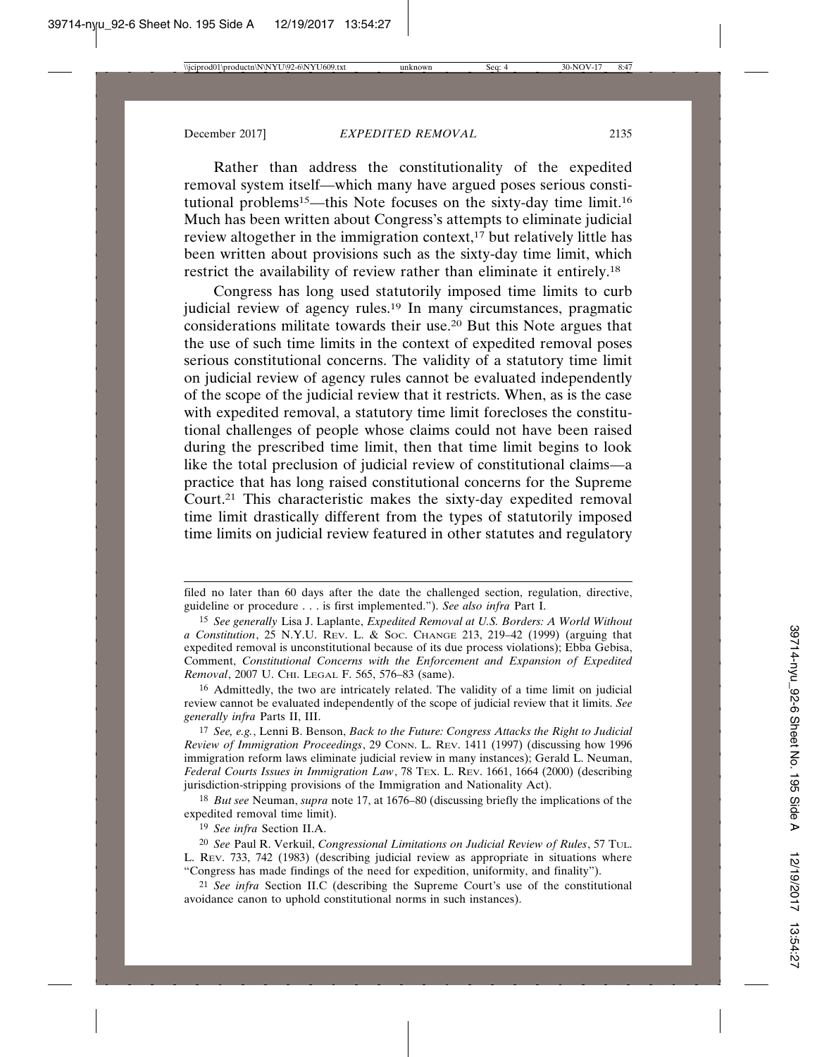Rather than address the constitutionality of the expedited removal system itself—which many have argued poses serious constitutional problems[15]—this Note focuses on the sixty-day time limit.[16] Much has been written about Congress's attempts to eliminate judicial review altogether in the immigration context,[17] but relatively little has been written about provisions such as the sixty-day time limit, which restrict the availability of review rather than eliminate it entirely.[18]

Congress has long used statutorily imposed time limits to curb judicial review of agency rules.[19] In many circumstances, pragmatic considerations militate towards their use.[20] But this Note argues that the use of such time limits in the context of expedited removal poses serious constitutional concerns. The validity of a statutory time limit on judicial review of agency rules cannot be evaluated independently of the scope of the judicial review that it restricts. When, as is the case with expedited removal, a statutory time limit forecloses the constitutional challenges of people whose claims could not have been raised during the prescribed time limit, then that time limit begins to look like the total preclusion of judicial review of constitutional claims—a practice that has long raised constitutional concerns for the Supreme Court.[21] This characteristic makes the sixty-day expedited removal time limit drastically different from the types of statutorily imposed time limits on judicial review featured in other statutes and regulatory

---

filed no later than 60 days after the date the challenged section, regulation, directive, guideline or procedure . . . is first implemented."). *See also infra* Part I.

[15] *See generally* Lisa J. Laplante, *Expedited Removal at U.S. Borders: A World Without a Constitution*, 25 N.Y.U. Rev. L. & Soc. Change 213, 219–42 (1999) (arguing that expedited removal is unconstitutional because of its due process violations); Ebba Gebisa, Comment, *Constitutional Concerns with the Enforcement and Expansion of Expedited Removal*, 2007 U. Chi. Legal F. 565, 576–83 (same).

[16] Admittedly, the two are intricately related. The validity of a time limit on judicial review cannot be evaluated independently of the scope of judicial review that it limits. *See generally infra* Parts II, III.

[17] *See, e.g.*, Lenni B. Benson, *Back to the Future: Congress Attacks the Right to Judicial Review of Immigration Proceedings*, 29 Conn. L. Rev. 1411 (1997) (discussing how 1996 immigration reform laws eliminate judicial review in many instances); Gerald L. Neuman, *Federal Courts Issues in Immigration Law*, 78 Tex. L. Rev. 1661, 1664 (2000) (describing jurisdiction-stripping provisions of the Immigration and Nationality Act).

[18] *But see* Neuman, *supra* note 17, at 1676–80 (discussing briefly the implications of the expedited removal time limit).

[19] *See infra* Section II.A.

[20] *See* Paul R. Verkuil, *Congressional Limitations on Judicial Review of Rules*, 57 Tul. L. Rev. 733, 742 (1983) (describing judicial review as appropriate in situations where "Congress has made findings of the need for expedition, uniformity, and finality").

[21] *See infra* Section II.C (describing the Supreme Court's use of the constitutional avoidance canon to uphold constitutional norms in such instances).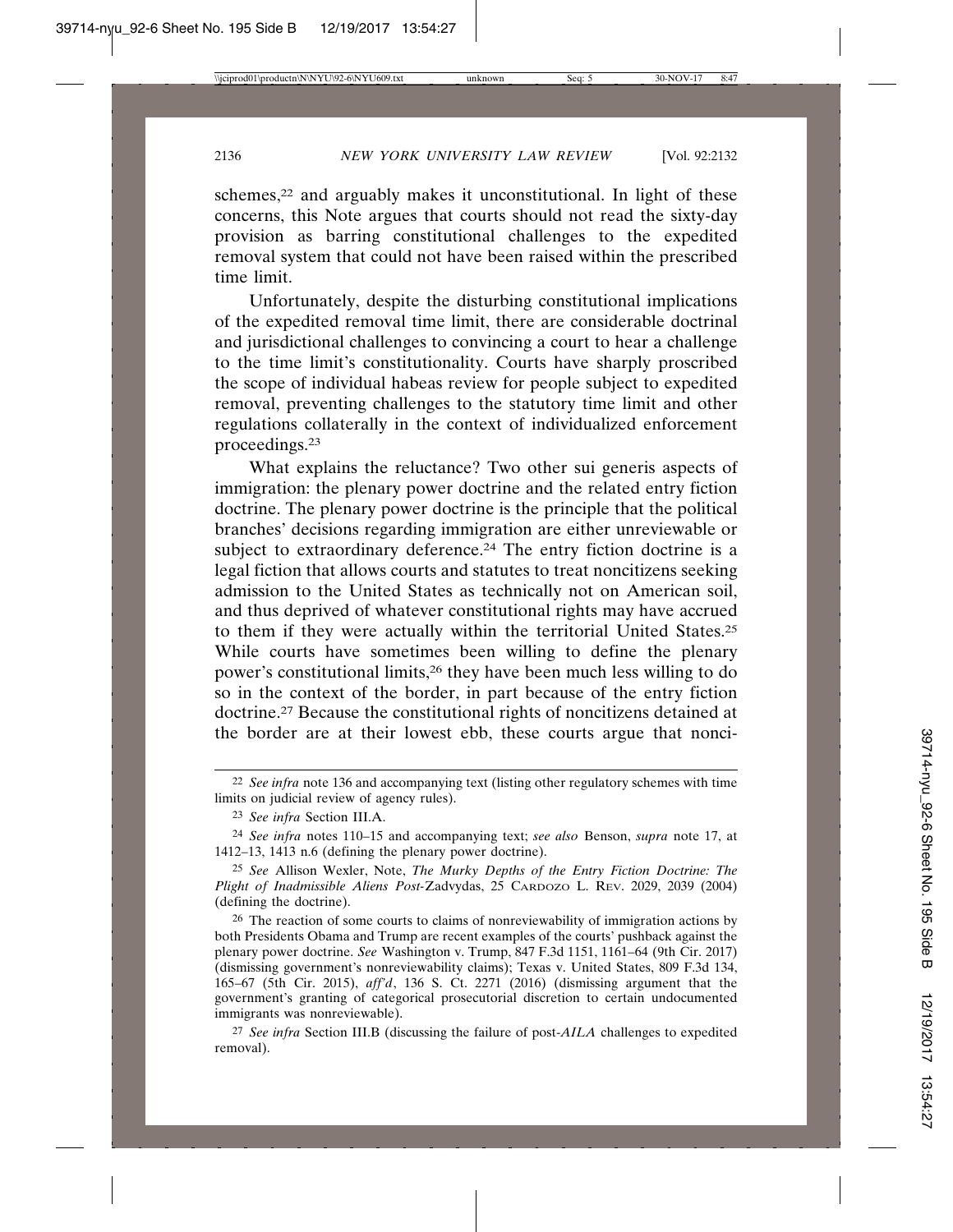schemes,[22] and arguably makes it unconstitutional. In light of these concerns, this Note argues that courts should not read the sixty-day provision as barring constitutional challenges to the expedited removal system that could not have been raised within the prescribed time limit.

Unfortunately, despite the disturbing constitutional implications of the expedited removal time limit, there are considerable doctrinal and jurisdictional challenges to convincing a court to hear a challenge to the time limit's constitutionality. Courts have sharply proscribed the scope of individual habeas review for people subject to expedited removal, preventing challenges to the statutory time limit and other regulations collaterally in the context of individualized enforcement proceedings.[23]

What explains the reluctance? Two other sui generis aspects of immigration: the plenary power doctrine and the related entry fiction doctrine. The plenary power doctrine is the principle that the political branches' decisions regarding immigration are either unreviewable or subject to extraordinary deference.[24] The entry fiction doctrine is a legal fiction that allows courts and statutes to treat noncitizens seeking admission to the United States as technically not on American soil, and thus deprived of whatever constitutional rights may have accrued to them if they were actually within the territorial United States.[25] While courts have sometimes been willing to define the plenary power's constitutional limits,[26] they have been much less willing to do so in the context of the border, in part because of the entry fiction doctrine.[27] Because the constitutional rights of noncitizens detained at the border are at their lowest ebb, these courts argue that nonci-

---

[22] *See infra* note 136 and accompanying text (listing other regulatory schemes with time limits on judicial review of agency rules).

[23] *See infra* Section III.A.

[24] *See infra* notes 110–15 and accompanying text; *see also* Benson, *supra* note 17, at 1412–13, 1413 n.6 (defining the plenary power doctrine).

[25] *See* Allison Wexler, Note, *The Murky Depths of the Entry Fiction Doctrine: The Plight of Inadmissible Aliens Post-*Zadvydas, 25 CARDOZO L. REV. 2029, 2039 (2004) (defining the doctrine).

[26] The reaction of some courts to claims of nonreviewability of immigration actions by both Presidents Obama and Trump are recent examples of the courts' pushback against the plenary power doctrine. *See* Washington v. Trump, 847 F.3d 1151, 1161–64 (9th Cir. 2017) (dismissing government's nonreviewability claims); Texas v. United States, 809 F.3d 134, 165–67 (5th Cir. 2015), *aff'd*, 136 S. Ct. 2271 (2016) (dismissing argument that the government's granting of categorical prosecutorial discretion to certain undocumented immigrants was nonreviewable).

[27] *See infra* Section III.B (discussing the failure of post-*AILA* challenges to expedited removal).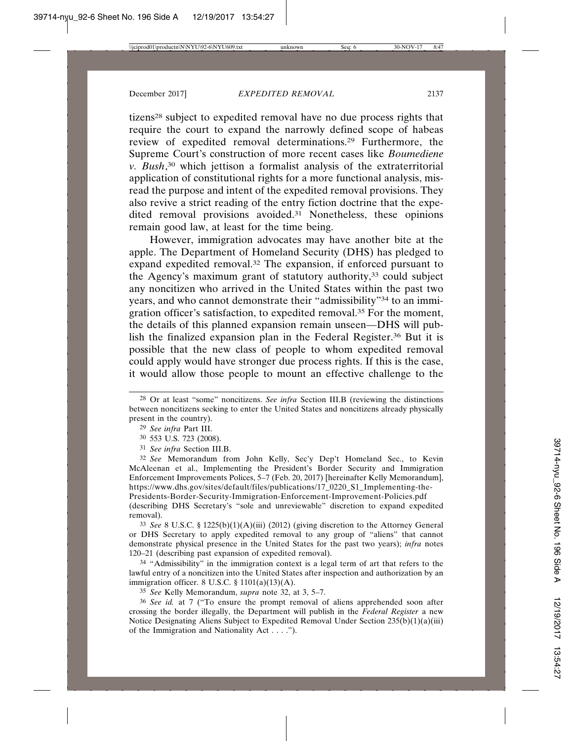tizens[28] subject to expedited removal have no due process rights that require the court to expand the narrowly defined scope of habeas review of expedited removal determinations.[29] Furthermore, the Supreme Court's construction of more recent cases like *Boumediene v. Bush*,[30] which jettison a formalist analysis of the extraterritorial application of constitutional rights for a more functional analysis, misread the purpose and intent of the expedited removal provisions. They also revive a strict reading of the entry fiction doctrine that the expedited removal provisions avoided.[31] Nonetheless, these opinions remain good law, at least for the time being.

However, immigration advocates may have another bite at the apple. The Department of Homeland Security (DHS) has pledged to expand expedited removal.[32] The expansion, if enforced pursuant to the Agency's maximum grant of statutory authority,[33] could subject any noncitizen who arrived in the United States within the past two years, and who cannot demonstrate their "admissibility"[34] to an immigration officer's satisfaction, to expedited removal.[35] For the moment, the details of this planned expansion remain unseen—DHS will publish the finalized expansion plan in the Federal Register.[36] But it is possible that the new class of people to whom expedited removal could apply would have stronger due process rights. If this is the case, it would allow those people to mount an effective challenge to the

---

28 Or at least "some" noncitizens. *See infra* Section III.B (reviewing the distinctions between noncitizens seeking to enter the United States and noncitizens already physically present in the country).

29 *See infra* Part III.

30 553 U.S. 723 (2008).

31 *See infra* Section III.B.

32 *See* Memorandum from John Kelly, Sec'y Dep't Homeland Sec., to Kevin McAleenan et al., Implementing the President's Border Security and Immigration Enforcement Improvements Polices, 5–7 (Feb. 20, 2017) [hereinafter Kelly Memorandum], https://www.dhs.gov/sites/default/files/publications/17_0220_S1_Implementing-the-Presidents-Border-Security-Immigration-Enforcement-Improvement-Policies.pdf (describing DHS Secretary's "sole and unreviewable" discretion to expand expedited removal).

33 *See* 8 U.S.C. § 1225(b)(1)(A)(iii) (2012) (giving discretion to the Attorney General or DHS Secretary to apply expedited removal to any group of "aliens" that cannot demonstrate physical presence in the United States for the past two years); *infra* notes 120–21 (describing past expansion of expedited removal).

34 "Admissibility" in the immigration context is a legal term of art that refers to the lawful entry of a noncitizen into the United States after inspection and authorization by an immigration officer. 8 U.S.C. § 1101(a)(13)(A).

35 *See* Kelly Memorandum, *supra* note 32, at 3, 5–7.

36 *See id.* at 7 ("To ensure the prompt removal of aliens apprehended soon after crossing the border illegally, the Department will publish in the *Federal Register* a new Notice Designating Aliens Subject to Expedited Removal Under Section 235(b)(1)(a)(iii) of the Immigration and Nationality Act . . . .").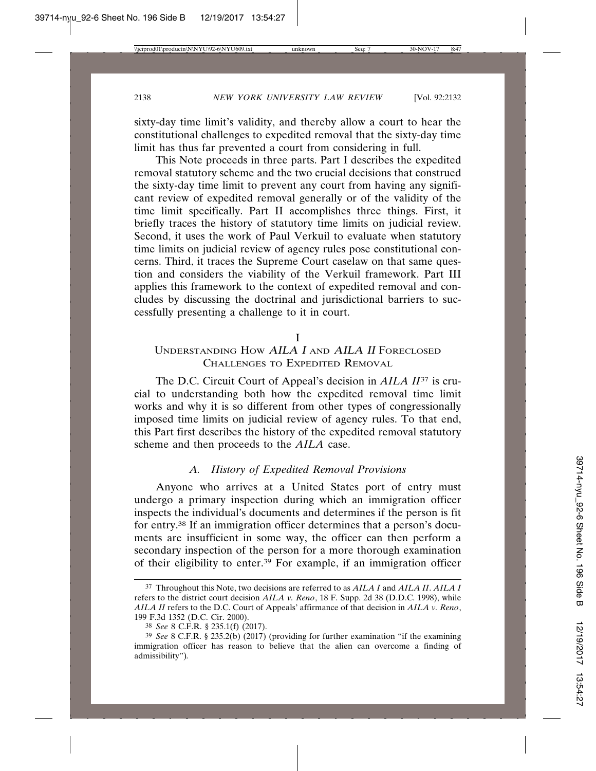sixty-day time limit's validity, and thereby allow a court to hear the constitutional challenges to expedited removal that the sixty-day time limit has thus far prevented a court from considering in full.

This Note proceeds in three parts. Part I describes the expedited removal statutory scheme and the two crucial decisions that construed the sixty-day time limit to prevent any court from having any significant review of expedited removal generally or of the validity of the time limit specifically. Part II accomplishes three things. First, it briefly traces the history of statutory time limits on judicial review. Second, it uses the work of Paul Verkuil to evaluate when statutory time limits on judicial review of agency rules pose constitutional concerns. Third, it traces the Supreme Court caselaw on that same question and considers the viability of the Verkuil framework. Part III applies this framework to the context of expedited removal and concludes by discussing the doctrinal and jurisdictional barriers to successfully presenting a challenge to it in court.

# I
# Understanding How *AILA I* and *AILA II* Foreclosed Challenges to Expedited Removal

The D.C. Circuit Court of Appeal's decision in *AILA II*[37] is crucial to understanding both how the expedited removal time limit works and why it is so different from other types of congressionally imposed time limits on judicial review of agency rules. To that end, this Part first describes the history of the expedited removal statutory scheme and then proceeds to the *AILA* case.

## *A. History of Expedited Removal Provisions*

Anyone who arrives at a United States port of entry must undergo a primary inspection during which an immigration officer inspects the individual's documents and determines if the person is fit for entry.[38] If an immigration officer determines that a person's documents are insufficient in some way, the officer can then perform a secondary inspection of the person for a more thorough examination of their eligibility to enter.[39] For example, if an immigration officer

---

[37] Throughout this Note, two decisions are referred to as *AILA I* and *AILA II*. *AILA I* refers to the district court decision *AILA v. Reno*, 18 F. Supp. 2d 38 (D.D.C. 1998), while *AILA II* refers to the D.C. Court of Appeals' affirmance of that decision in *AILA v. Reno*, 199 F.3d 1352 (D.C. Cir. 2000).

[38] *See* 8 C.F.R. § 235.1(f) (2017).

[39] *See* 8 C.F.R. § 235.2(b) (2017) (providing for further examination "if the examining immigration officer has reason to believe that the alien can overcome a finding of admissibility").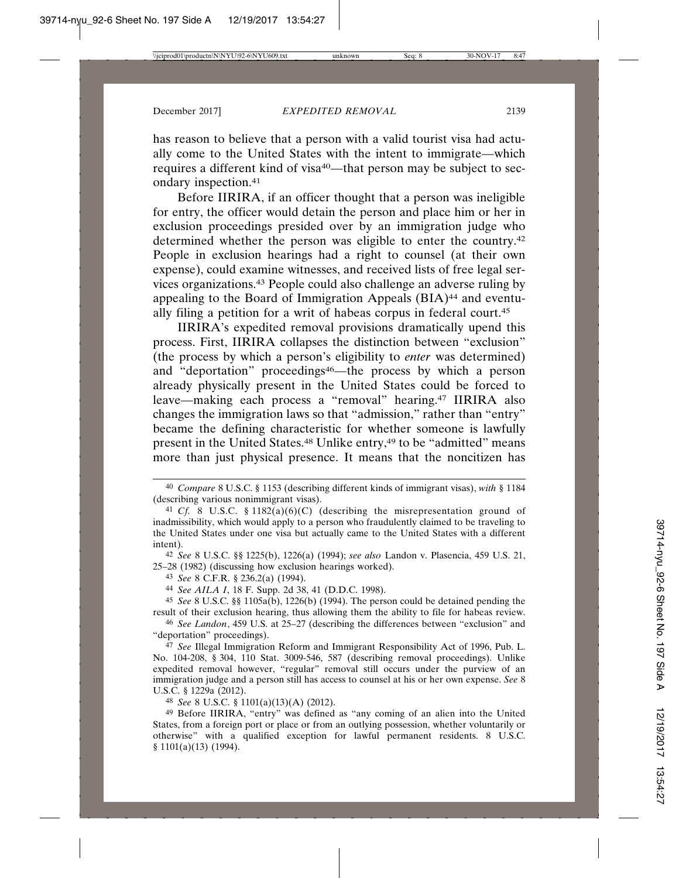has reason to believe that a person with a valid tourist visa had actually come to the United States with the intent to immigrate—which requires a different kind of visa[40]—that person may be subject to secondary inspection.[41]

Before IIRIRA, if an officer thought that a person was ineligible for entry, the officer would detain the person and place him or her in exclusion proceedings presided over by an immigration judge who determined whether the person was eligible to enter the country.[42] People in exclusion hearings had a right to counsel (at their own expense), could examine witnesses, and received lists of free legal services organizations.[43] People could also challenge an adverse ruling by appealing to the Board of Immigration Appeals (BIA)[44] and eventually filing a petition for a writ of habeas corpus in federal court.[45]

IIRIRA's expedited removal provisions dramatically upend this process. First, IIRIRA collapses the distinction between "exclusion" (the process by which a person's eligibility to *enter* was determined) and "deportation" proceedings[46]—the process by which a person already physically present in the United States could be forced to leave—making each process a "removal" hearing.[47] IIRIRA also changes the immigration laws so that "admission," rather than "entry" became the defining characteristic for whether someone is lawfully present in the United States.[48] Unlike entry,[49] to be "admitted" means more than just physical presence. It means that the noncitizen has

---

[40] *Compare* 8 U.S.C. § 1153 (describing different kinds of immigrant visas), *with* § 1184 (describing various nonimmigrant visas).

[41] *Cf.* 8 U.S.C. § 1182(a)(6)(C) (describing the misrepresentation ground of inadmissibility, which would apply to a person who fraudulently claimed to be traveling to the United States under one visa but actually came to the United States with a different intent).

[42] *See* 8 U.S.C. §§ 1225(b), 1226(a) (1994); *see also* Landon v. Plasencia, 459 U.S. 21, 25–28 (1982) (discussing how exclusion hearings worked).

[43] *See* 8 C.F.R. § 236.2(a) (1994).

[44] *See AILA I*, 18 F. Supp. 2d 38, 41 (D.D.C. 1998).

[45] *See* 8 U.S.C. §§ 1105a(b), 1226(b) (1994). The person could be detained pending the result of their exclusion hearing, thus allowing them the ability to file for habeas review.

[46] *See Landon*, 459 U.S. at 25–27 (describing the differences between "exclusion" and "deportation" proceedings).

[47] *See* Illegal Immigration Reform and Immigrant Responsibility Act of 1996, Pub. L. No. 104-208, § 304, 110 Stat. 3009-546, 587 (describing removal proceedings). Unlike expedited removal however, "regular" removal still occurs under the purview of an immigration judge and a person still has access to counsel at his or her own expense. *See* 8 U.S.C. § 1229a (2012).

[48] *See* 8 U.S.C. § 1101(a)(13)(A) (2012).

[49] Before IIRIRA, "entry" was defined as "any coming of an alien into the United States, from a foreign port or place or from an outlying possession, whether voluntarily or otherwise" with a qualified exception for lawful permanent residents. 8 U.S.C. § 1101(a)(13) (1994).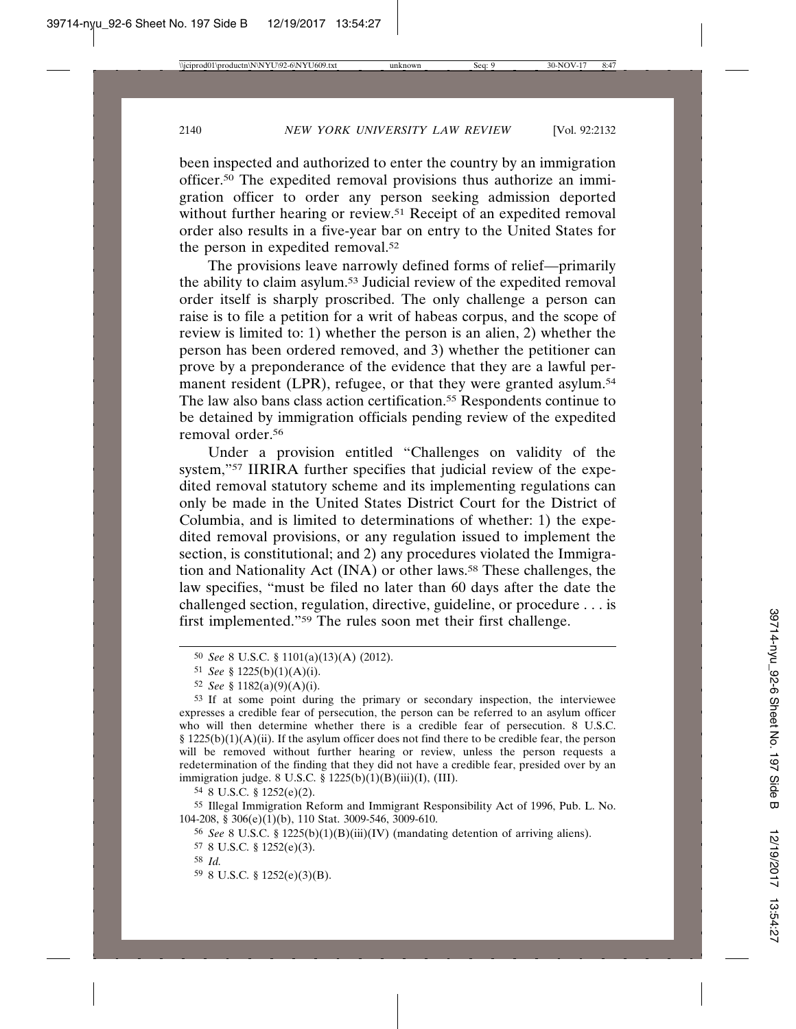been inspected and authorized to enter the country by an immigration officer.[50] The expedited removal provisions thus authorize an immigration officer to order any person seeking admission deported without further hearing or review.[51] Receipt of an expedited removal order also results in a five-year bar on entry to the United States for the person in expedited removal.[52]

The provisions leave narrowly defined forms of relief—primarily the ability to claim asylum.[53] Judicial review of the expedited removal order itself is sharply proscribed. The only challenge a person can raise is to file a petition for a writ of habeas corpus, and the scope of review is limited to: 1) whether the person is an alien, 2) whether the person has been ordered removed, and 3) whether the petitioner can prove by a preponderance of the evidence that they are a lawful permanent resident (LPR), refugee, or that they were granted asylum.[54] The law also bans class action certification.[55] Respondents continue to be detained by immigration officials pending review of the expedited removal order.[56]

Under a provision entitled "Challenges on validity of the system,"[57] IIRIRA further specifies that judicial review of the expedited removal statutory scheme and its implementing regulations can only be made in the United States District Court for the District of Columbia, and is limited to determinations of whether: 1) the expedited removal provisions, or any regulation issued to implement the section, is constitutional; and 2) any procedures violated the Immigration and Nationality Act (INA) or other laws.[58] These challenges, the law specifies, "must be filed no later than 60 days after the date the challenged section, regulation, directive, guideline, or procedure . . . is first implemented."[59] The rules soon met their first challenge.

---

[50] *See* 8 U.S.C. § 1101(a)(13)(A) (2012).

[51] *See* § 1225(b)(1)(A)(i).

[52] *See* § 1182(a)(9)(A)(i).

[53] If at some point during the primary or secondary inspection, the interviewee expresses a credible fear of persecution, the person can be referred to an asylum officer who will then determine whether there is a credible fear of persecution. 8 U.S.C. § 1225(b)(1)(A)(ii). If the asylum officer does not find there to be credible fear, the person will be removed without further hearing or review, unless the person requests a redetermination of the finding that they did not have a credible fear, presided over by an immigration judge. 8 U.S.C. § 1225(b)(1)(B)(iii)(I), (III).

[54] 8 U.S.C. § 1252(e)(2).

[55] Illegal Immigration Reform and Immigrant Responsibility Act of 1996, Pub. L. No. 104-208, § 306(e)(1)(b), 110 Stat. 3009-546, 3009-610.

[56] *See* 8 U.S.C. § 1225(b)(1)(B)(iii)(IV) (mandating detention of arriving aliens).

[57] 8 U.S.C. § 1252(e)(3).

[58] *Id.*

[59] 8 U.S.C. § 1252(e)(3)(B).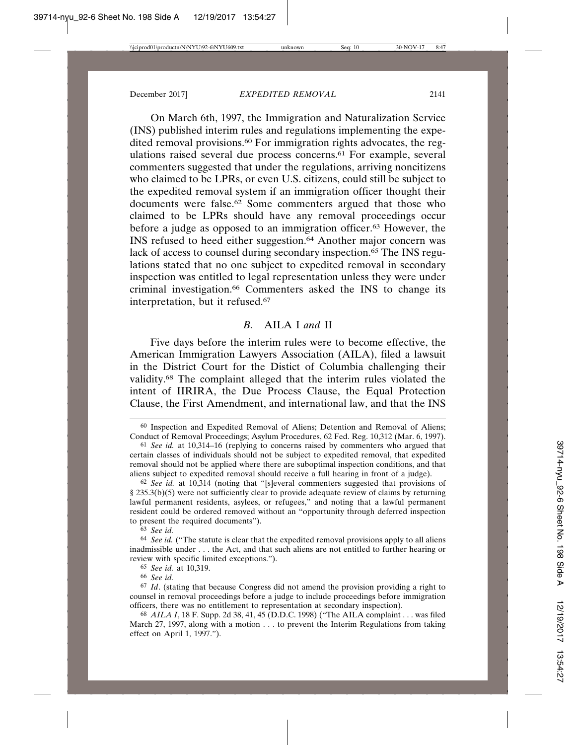On March 6th, 1997, the Immigration and Naturalization Service (INS) published interim rules and regulations implementing the expedited removal provisions.[60] For immigration rights advocates, the regulations raised several due process concerns.[61] For example, several commenters suggested that under the regulations, arriving noncitizens who claimed to be LPRs, or even U.S. citizens, could still be subject to the expedited removal system if an immigration officer thought their documents were false.[62] Some commenters argued that those who claimed to be LPRs should have any removal proceedings occur before a judge as opposed to an immigration officer.[63] However, the INS refused to heed either suggestion.[64] Another major concern was lack of access to counsel during secondary inspection.[65] The INS regulations stated that no one subject to expedited removal in secondary inspection was entitled to legal representation unless they were under criminal investigation.[66] Commenters asked the INS to change its interpretation, but it refused.[67]

### *B.* AILA I *and* II

Five days before the interim rules were to become effective, the American Immigration Lawyers Association (AILA), filed a lawsuit in the District Court for the Distict of Columbia challenging their validity.[68] The complaint alleged that the interim rules violated the intent of IIRIRA, the Due Process Clause, the Equal Protection Clause, the First Amendment, and international law, and that the INS

---

[60] Inspection and Expedited Removal of Aliens; Detention and Removal of Aliens; Conduct of Removal Proceedings; Asylum Procedures, 62 Fed. Reg. 10,312 (Mar. 6, 1997).

[61] *See id.* at 10,314–16 (replying to concerns raised by commenters who argued that certain classes of individuals should not be subject to expedited removal, that expedited removal should not be applied where there are suboptimal inspection conditions, and that aliens subject to expedited removal should receive a full hearing in front of a judge).

[62] *See id.* at 10,314 (noting that "[s]everal commenters suggested that provisions of § 235.3(b)(5) were not sufficiently clear to provide adequate review of claims by returning lawful permanent residents, asylees, or refugees," and noting that a lawful permanent resident could be ordered removed without an "opportunity through deferred inspection to present the required documents").

[63] *See id.*

[64] *See id.* ("The statute is clear that the expedited removal provisions apply to all aliens inadmissible under . . . the Act, and that such aliens are not entitled to further hearing or review with specific limited exceptions.").

[65] *See id.* at 10,319.

[66] *See id.*

[67] *Id*. (stating that because Congress did not amend the provision providing a right to counsel in removal proceedings before a judge to include proceedings before immigration officers, there was no entitlement to representation at secondary inspection).

[68] *AILA I*, 18 F. Supp. 2d 38, 41, 45 (D.D.C. 1998) ("The AILA complaint . . . was filed March 27, 1997, along with a motion . . . to prevent the Interim Regulations from taking effect on April 1, 1997.").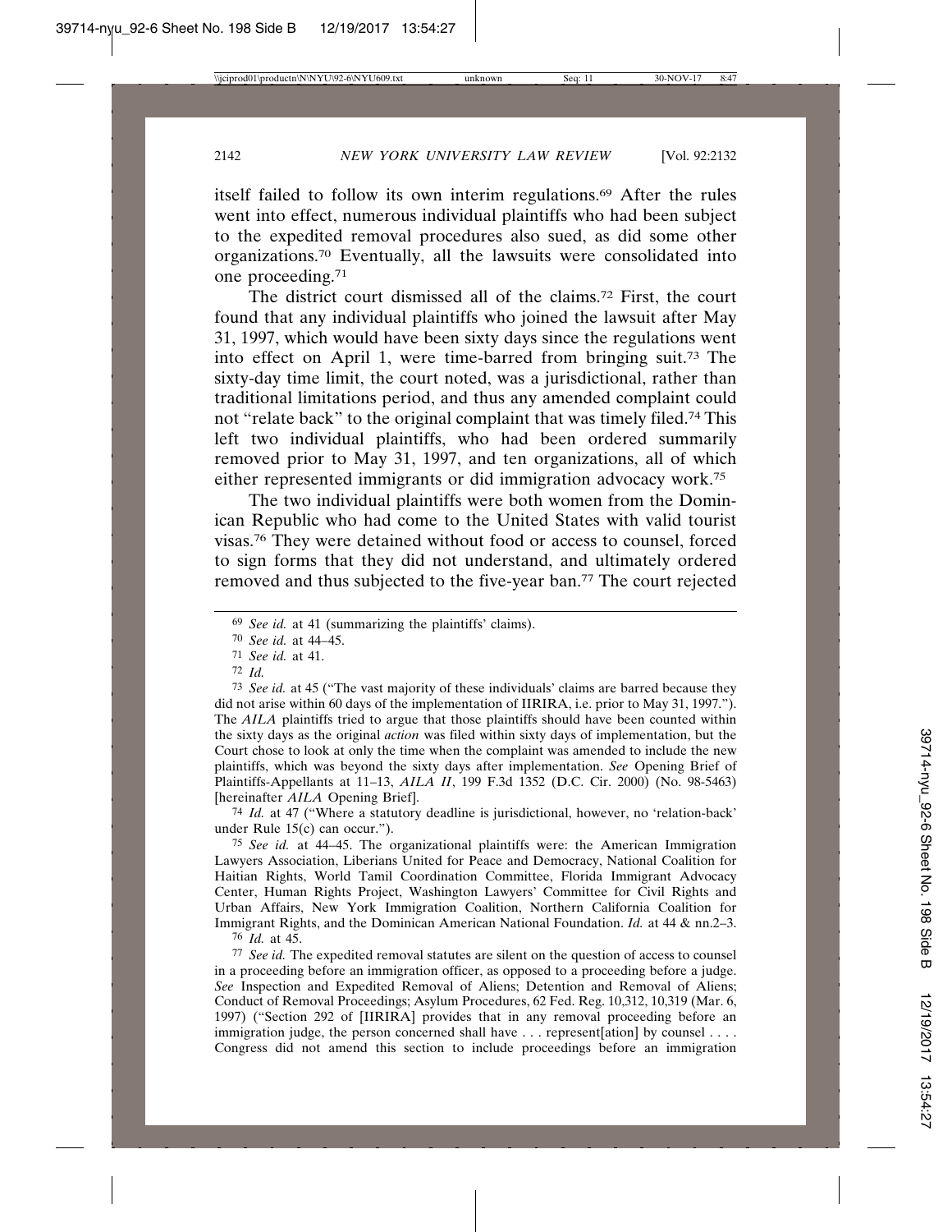itself failed to follow its own interim regulations.[69] After the rules went into effect, numerous individual plaintiffs who had been subject to the expedited removal procedures also sued, as did some other organizations.[70] Eventually, all the lawsuits were consolidated into one proceeding.[71]

The district court dismissed all of the claims.[72] First, the court found that any individual plaintiffs who joined the lawsuit after May 31, 1997, which would have been sixty days since the regulations went into effect on April 1, were time-barred from bringing suit.[73] The sixty-day time limit, the court noted, was a jurisdictional, rather than traditional limitations period, and thus any amended complaint could not "relate back" to the original complaint that was timely filed.[74] This left two individual plaintiffs, who had been ordered summarily removed prior to May 31, 1997, and ten organizations, all of which either represented immigrants or did immigration advocacy work.[75]

The two individual plaintiffs were both women from the Dominican Republic who had come to the United States with valid tourist visas.[76] They were detained without food or access to counsel, forced to sign forms that they did not understand, and ultimately ordered removed and thus subjected to the five-year ban.[77] The court rejected

---

[69] *See id.* at 41 (summarizing the plaintiffs' claims).

[70] *See id.* at 44–45.

[71] *See id.* at 41.

[72] *Id.*

[73] *See id.* at 45 ("The vast majority of these individuals' claims are barred because they did not arise within 60 days of the implementation of IIRIRA, i.e. prior to May 31, 1997."). The *AILA* plaintiffs tried to argue that those plaintiffs should have been counted within the sixty days as the original *action* was filed within sixty days of implementation, but the Court chose to look at only the time when the complaint was amended to include the new plaintiffs, which was beyond the sixty days after implementation. *See* Opening Brief of Plaintiffs-Appellants at 11–13, *AILA II*, 199 F.3d 1352 (D.C. Cir. 2000) (No. 98-5463) [hereinafter *AILA* Opening Brief].

[74] *Id.* at 47 ("Where a statutory deadline is jurisdictional, however, no 'relation-back' under Rule 15(c) can occur.").

[75] *See id.* at 44–45. The organizational plaintiffs were: the American Immigration Lawyers Association, Liberians United for Peace and Democracy, National Coalition for Haitian Rights, World Tamil Coordination Committee, Florida Immigrant Advocacy Center, Human Rights Project, Washington Lawyers' Committee for Civil Rights and Urban Affairs, New York Immigration Coalition, Northern California Coalition for Immigrant Rights, and the Dominican American National Foundation. *Id.* at 44 & nn.2–3.

[76] *Id.* at 45.

[77] *See id.* The expedited removal statutes are silent on the question of access to counsel in a proceeding before an immigration officer, as opposed to a proceeding before a judge. *See* Inspection and Expedited Removal of Aliens; Detention and Removal of Aliens; Conduct of Removal Proceedings; Asylum Procedures, 62 Fed. Reg. 10,312, 10,319 (Mar. 6, 1997) ("Section 292 of [IIRIRA] provides that in any removal proceeding before an immigration judge, the person concerned shall have . . . represent[ation] by counsel . . . . Congress did not amend this section to include proceedings before an immigration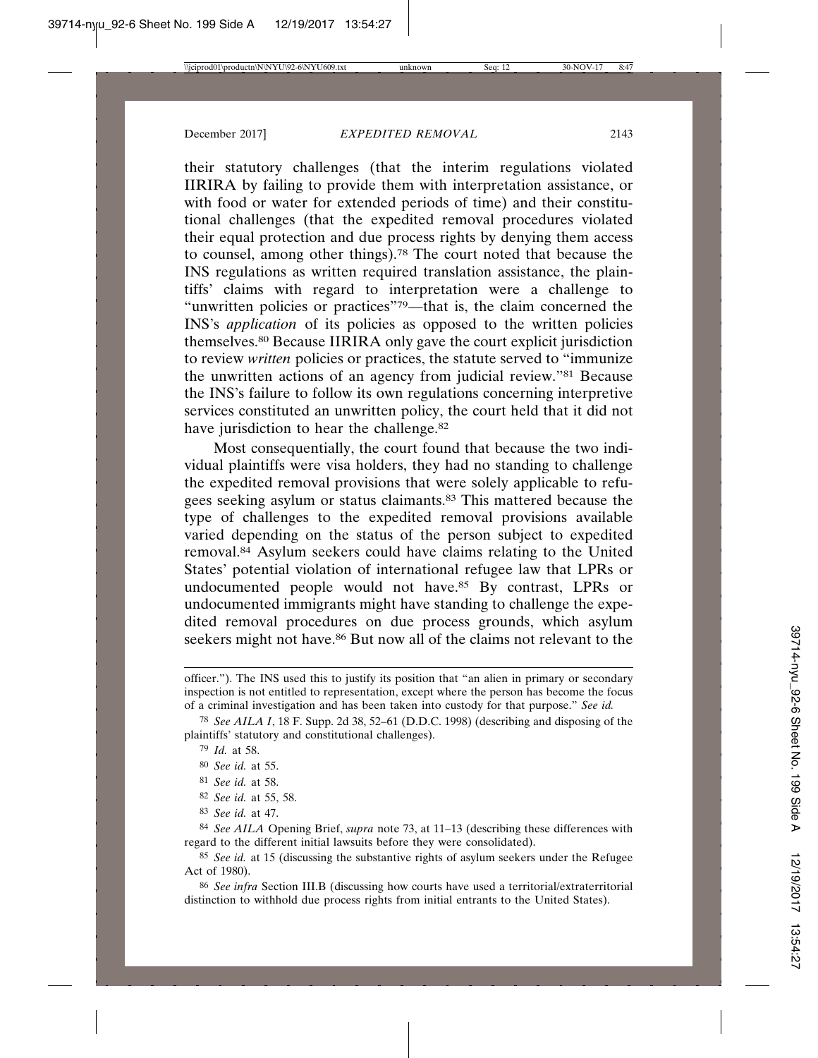their statutory challenges (that the interim regulations violated IIRIRA by failing to provide them with interpretation assistance, or with food or water for extended periods of time) and their constitutional challenges (that the expedited removal procedures violated their equal protection and due process rights by denying them access to counsel, among other things).[78] The court noted that because the INS regulations as written required translation assistance, the plaintiffs' claims with regard to interpretation were a challenge to "unwritten policies or practices"[79]—that is, the claim concerned the INS's *application* of its policies as opposed to the written policies themselves.[80] Because IIRIRA only gave the court explicit jurisdiction to review *written* policies or practices, the statute served to "immunize the unwritten actions of an agency from judicial review."[81] Because the INS's failure to follow its own regulations concerning interpretive services constituted an unwritten policy, the court held that it did not have jurisdiction to hear the challenge.[82]

Most consequentially, the court found that because the two individual plaintiffs were visa holders, they had no standing to challenge the expedited removal provisions that were solely applicable to refugees seeking asylum or status claimants.[83] This mattered because the type of challenges to the expedited removal provisions available varied depending on the status of the person subject to expedited removal.[84] Asylum seekers could have claims relating to the United States' potential violation of international refugee law that LPRs or undocumented people would not have.[85] By contrast, LPRs or undocumented immigrants might have standing to challenge the expedited removal procedures on due process grounds, which asylum seekers might not have.[86] But now all of the claims not relevant to the

---

officer."). The INS used this to justify its position that "an alien in primary or secondary inspection is not entitled to representation, except where the person has become the focus of a criminal investigation and has been taken into custody for that purpose." *See id.*

[78] *See AILA I*, 18 F. Supp. 2d 38, 52–61 (D.D.C. 1998) (describing and disposing of the plaintiffs' statutory and constitutional challenges).

[79] *Id.* at 58.

[80] *See id.* at 55.

[81] *See id.* at 58.

[82] *See id.* at 55, 58.

[83] *See id.* at 47.

[84] *See AILA* Opening Brief, *supra* note 73, at 11–13 (describing these differences with regard to the different initial lawsuits before they were consolidated).

[85] *See id.* at 15 (discussing the substantive rights of asylum seekers under the Refugee Act of 1980).

[86] *See infra* Section III.B (discussing how courts have used a territorial/extraterritorial distinction to withhold due process rights from initial entrants to the United States).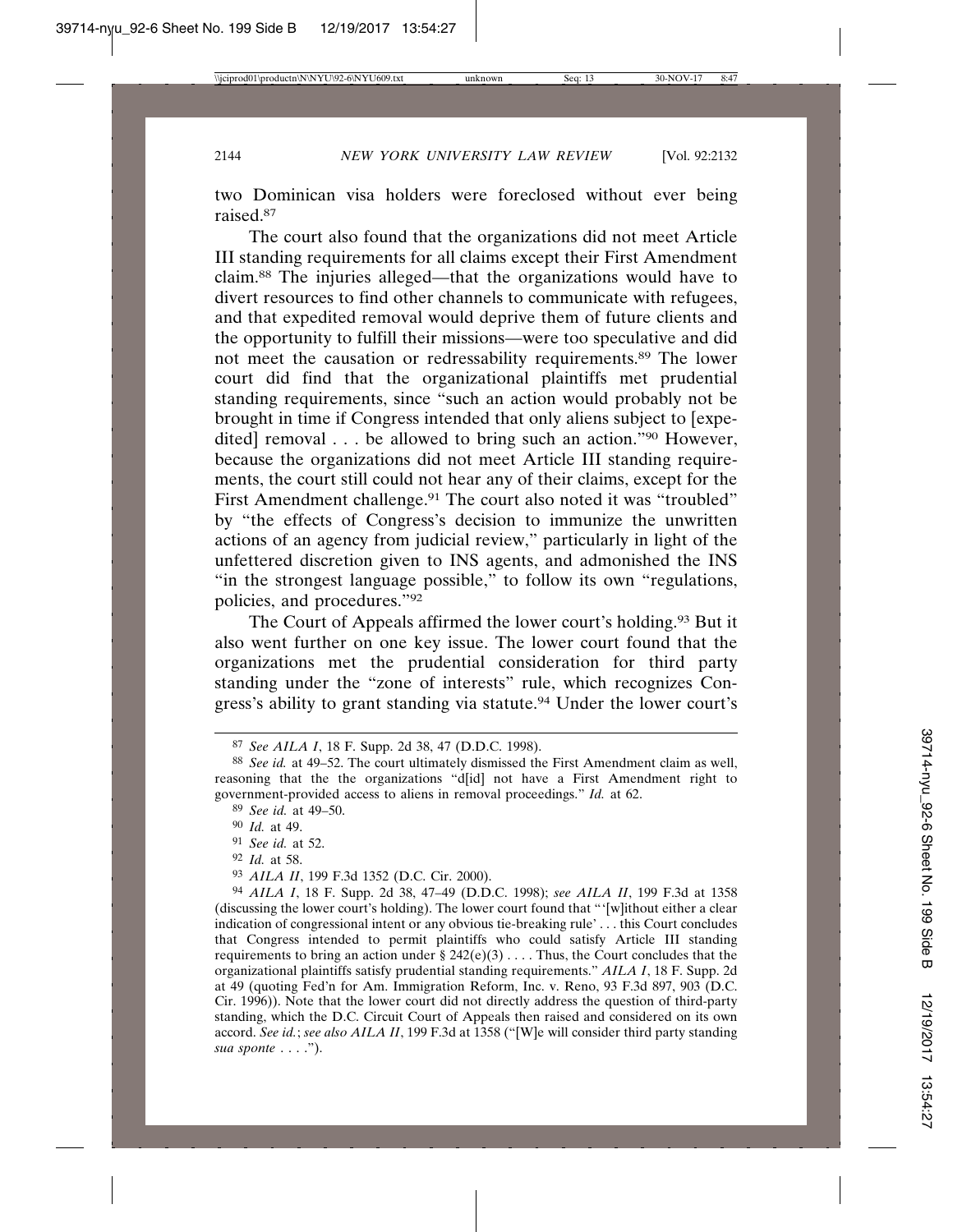two Dominican visa holders were foreclosed without ever being raised.[87]

The court also found that the organizations did not meet Article III standing requirements for all claims except their First Amendment claim.[88] The injuries alleged—that the organizations would have to divert resources to find other channels to communicate with refugees, and that expedited removal would deprive them of future clients and the opportunity to fulfill their missions—were too speculative and did not meet the causation or redressability requirements.[89] The lower court did find that the organizational plaintiffs met prudential standing requirements, since "such an action would probably not be brought in time if Congress intended that only aliens subject to [expedited] removal . . . be allowed to bring such an action."[90] However, because the organizations did not meet Article III standing requirements, the court still could not hear any of their claims, except for the First Amendment challenge.[91] The court also noted it was "troubled" by "the effects of Congress's decision to immunize the unwritten actions of an agency from judicial review," particularly in light of the unfettered discretion given to INS agents, and admonished the INS "in the strongest language possible," to follow its own "regulations, policies, and procedures."[92]

The Court of Appeals affirmed the lower court's holding.[93] But it also went further on one key issue. The lower court found that the organizations met the prudential consideration for third party standing under the "zone of interests" rule, which recognizes Congress's ability to grant standing via statute.[94] Under the lower court's

---

[87] *See AILA I*, 18 F. Supp. 2d 38, 47 (D.D.C. 1998).

[88] *See id.* at 49–52. The court ultimately dismissed the First Amendment claim as well, reasoning that the the organizations "d[id] not have a First Amendment right to government-provided access to aliens in removal proceedings." *Id.* at 62.

[89] *See id.* at 49–50.

[90] *Id.* at 49.

[91] *See id.* at 52.

[92] *Id.* at 58.

[93] *AILA II*, 199 F.3d 1352 (D.C. Cir. 2000).

[94] *AILA I*, 18 F. Supp. 2d 38, 47–49 (D.D.C. 1998); *see AILA II*, 199 F.3d at 1358 (discussing the lower court's holding). The lower court found that "'[w]ithout either a clear indication of congressional intent or any obvious tie-breaking rule' . . . this Court concludes that Congress intended to permit plaintiffs who could satisfy Article III standing requirements to bring an action under § 242(e)(3) . . . . Thus, the Court concludes that the organizational plaintiffs satisfy prudential standing requirements." *AILA I*, 18 F. Supp. 2d at 49 (quoting Fed'n for Am. Immigration Reform, Inc. v. Reno, 93 F.3d 897, 903 (D.C. Cir. 1996)). Note that the lower court did not directly address the question of third-party standing, which the D.C. Circuit Court of Appeals then raised and considered on its own accord. *See id.*; *see also AILA II*, 199 F.3d at 1358 ("[W]e will consider third party standing *sua sponte* . . . .").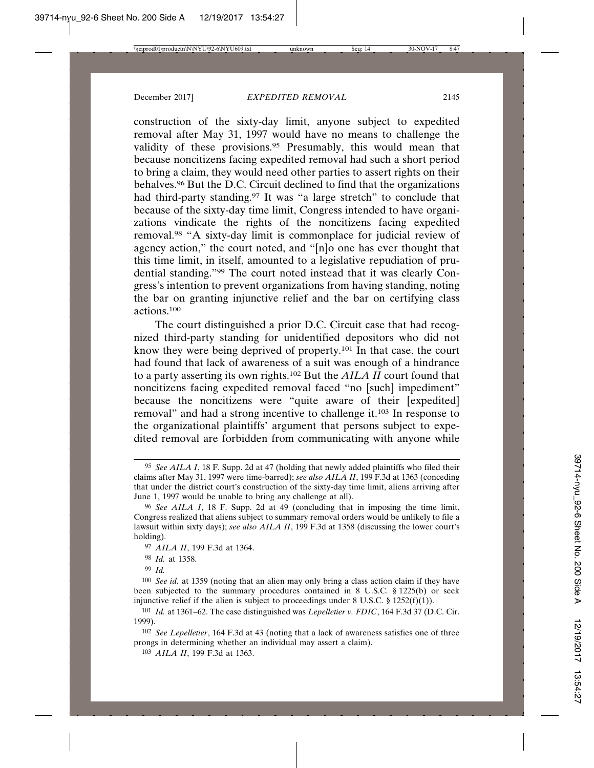construction of the sixty-day limit, anyone subject to expedited removal after May 31, 1997 would have no means to challenge the validity of these provisions.[95] Presumably, this would mean that because noncitizens facing expedited removal had such a short period to bring a claim, they would need other parties to assert rights on their behalves.[96] But the D.C. Circuit declined to find that the organizations had third-party standing.[97] It was "a large stretch" to conclude that because of the sixty-day time limit, Congress intended to have organizations vindicate the rights of the noncitizens facing expedited removal.[98] "A sixty-day limit is commonplace for judicial review of agency action," the court noted, and "[n]o one has ever thought that this time limit, in itself, amounted to a legislative repudiation of prudential standing."[99] The court noted instead that it was clearly Congress's intention to prevent organizations from having standing, noting the bar on granting injunctive relief and the bar on certifying class actions.[100]

The court distinguished a prior D.C. Circuit case that had recognized third-party standing for unidentified depositors who did not know they were being deprived of property.[101] In that case, the court had found that lack of awareness of a suit was enough of a hindrance to a party asserting its own rights.[102] But the *AILA II* court found that noncitizens facing expedited removal faced "no [such] impediment" because the noncitizens were "quite aware of their [expedited] removal" and had a strong incentive to challenge it.[103] In response to the organizational plaintiffs' argument that persons subject to expedited removal are forbidden from communicating with anyone while

---

[95] *See AILA I*, 18 F. Supp. 2d at 47 (holding that newly added plaintiffs who filed their claims after May 31, 1997 were time-barred); *see also AILA II*, 199 F.3d at 1363 (conceding that under the district court's construction of the sixty-day time limit, aliens arriving after June 1, 1997 would be unable to bring any challenge at all).

[96] *See AILA I*, 18 F. Supp. 2d at 49 (concluding that in imposing the time limit, Congress realized that aliens subject to summary removal orders would be unlikely to file a lawsuit within sixty days); *see also AILA II*, 199 F.3d at 1358 (discussing the lower court's holding).

[97] *AILA II*, 199 F.3d at 1364.

[98] *Id.* at 1358.

[99] *Id.*

[100] *See id.* at 1359 (noting that an alien may only bring a class action claim if they have been subjected to the summary procedures contained in 8 U.S.C. § 1225(b) or seek injunctive relief if the alien is subject to proceedings under 8 U.S.C. § 1252(f)(1)).

[101] *Id.* at 1361–62. The case distinguished was *Lepelletier v. FDIC*, 164 F.3d 37 (D.C. Cir. 1999).

[102] *See Lepelletier*, 164 F.3d at 43 (noting that a lack of awareness satisfies one of three prongs in determining whether an individual may assert a claim).

[103] *AILA II*, 199 F.3d at 1363.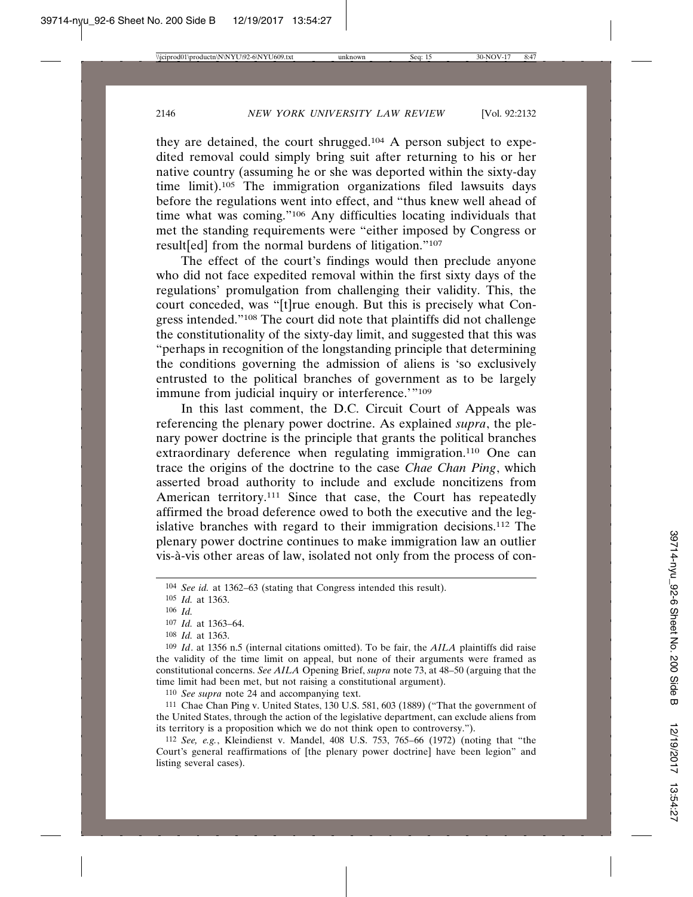they are detained, the court shrugged.[104] A person subject to expedited removal could simply bring suit after returning to his or her native country (assuming he or she was deported within the sixty-day time limit).[105] The immigration organizations filed lawsuits days before the regulations went into effect, and "thus knew well ahead of time what was coming."[106] Any difficulties locating individuals that met the standing requirements were "either imposed by Congress or result[ed] from the normal burdens of litigation."[107]

The effect of the court's findings would then preclude anyone who did not face expedited removal within the first sixty days of the regulations' promulgation from challenging their validity. This, the court conceded, was "[t]rue enough. But this is precisely what Congress intended."[108] The court did note that plaintiffs did not challenge the constitutionality of the sixty-day limit, and suggested that this was "perhaps in recognition of the longstanding principle that determining the conditions governing the admission of aliens is 'so exclusively entrusted to the political branches of government as to be largely immune from judicial inquiry or interference.'"[109]

In this last comment, the D.C. Circuit Court of Appeals was referencing the plenary power doctrine. As explained *supra*, the plenary power doctrine is the principle that grants the political branches extraordinary deference when regulating immigration.[110] One can trace the origins of the doctrine to the case *Chae Chan Ping*, which asserted broad authority to include and exclude noncitizens from American territory.[111] Since that case, the Court has repeatedly affirmed the broad deference owed to both the executive and the legislative branches with regard to their immigration decisions.[112] The plenary power doctrine continues to make immigration law an outlier vis-à-vis other areas of law, isolated not only from the process of con-

---

[104] *See id.* at 1362–63 (stating that Congress intended this result).

[105] *Id.* at 1363.

[106] *Id.*

[107] *Id.* at 1363–64.

[108] *Id.* at 1363.

[109] *Id*. at 1356 n.5 (internal citations omitted). To be fair, the *AILA* plaintiffs did raise the validity of the time limit on appeal, but none of their arguments were framed as constitutional concerns. *See AILA* Opening Brief, *supra* note 73, at 48–50 (arguing that the time limit had been met, but not raising a constitutional argument).

[110] *See supra* note 24 and accompanying text.

[111] Chae Chan Ping v. United States, 130 U.S. 581, 603 (1889) ("That the government of the United States, through the action of the legislative department, can exclude aliens from its territory is a proposition which we do not think open to controversy.").

[112] *See, e.g.*, Kleindienst v. Mandel, 408 U.S. 753, 765–66 (1972) (noting that "the Court's general reaffirmations of [the plenary power doctrine] have been legion" and listing several cases).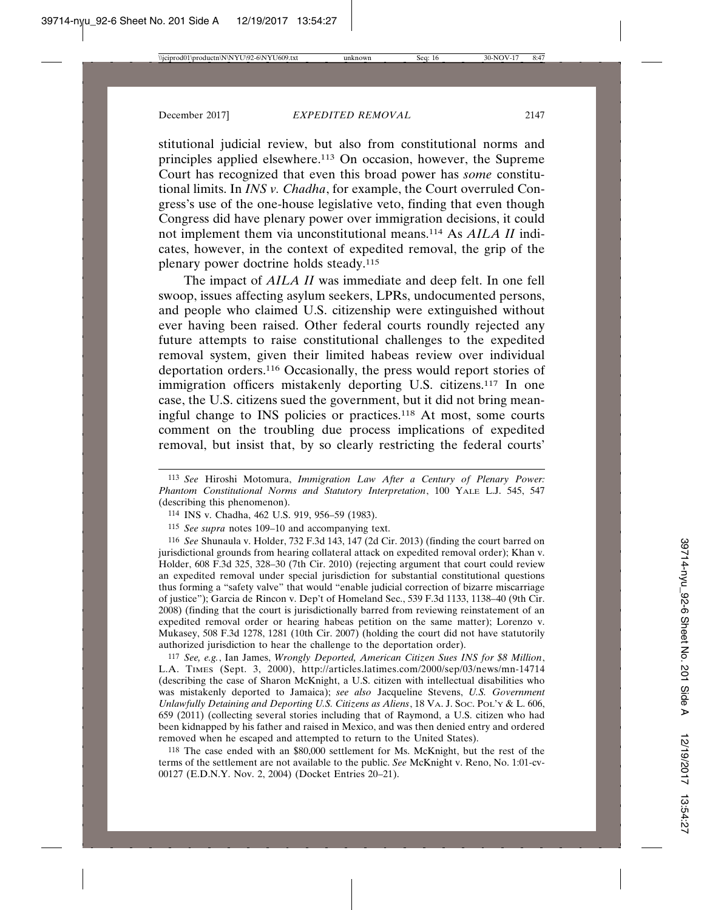stitutional judicial review, but also from constitutional norms and principles applied elsewhere.[113] On occasion, however, the Supreme Court has recognized that even this broad power has *some* constitutional limits. In *INS v. Chadha*, for example, the Court overruled Congress's use of the one-house legislative veto, finding that even though Congress did have plenary power over immigration decisions, it could not implement them via unconstitutional means.[114] As *AILA II* indicates, however, in the context of expedited removal, the grip of the plenary power doctrine holds steady.[115]

The impact of *AILA II* was immediate and deep felt. In one fell swoop, issues affecting asylum seekers, LPRs, undocumented persons, and people who claimed U.S. citizenship were extinguished without ever having been raised. Other federal courts roundly rejected any future attempts to raise constitutional challenges to the expedited removal system, given their limited habeas review over individual deportation orders.[116] Occasionally, the press would report stories of immigration officers mistakenly deporting U.S. citizens.[117] In one case, the U.S. citizens sued the government, but it did not bring meaningful change to INS policies or practices.[118] At most, some courts comment on the troubling due process implications of expedited removal, but insist that, by so clearly restricting the federal courts'

---

113 *See* Hiroshi Motomura, *Immigration Law After a Century of Plenary Power: Phantom Constitutional Norms and Statutory Interpretation*, 100 YALE L.J. 545, 547 (describing this phenomenon).

114 INS v. Chadha, 462 U.S. 919, 956–59 (1983).

115 *See supra* notes 109–10 and accompanying text.

116 *See* Shunaula v. Holder, 732 F.3d 143, 147 (2d Cir. 2013) (finding the court barred on jurisdictional grounds from hearing collateral attack on expedited removal order); Khan v. Holder, 608 F.3d 325, 328–30 (7th Cir. 2010) (rejecting argument that court could review an expedited removal under special jurisdiction for substantial constitutional questions thus forming a "safety valve" that would "enable judicial correction of bizarre miscarriage of justice"); Garcia de Rincon v. Dep't of Homeland Sec., 539 F.3d 1133, 1138–40 (9th Cir. 2008) (finding that the court is jurisdictionally barred from reviewing reinstatement of an expedited removal order or hearing habeas petition on the same matter); Lorenzo v. Mukasey, 508 F.3d 1278, 1281 (10th Cir. 2007) (holding the court did not have statutorily authorized jurisdiction to hear the challenge to the deportation order).

117 *See, e.g.*, Ian James, *Wrongly Deported, American Citizen Sues INS for $8 Million*, L.A. TIMES (Sept. 3, 2000), http://articles.latimes.com/2000/sep/03/news/mn-14714 (describing the case of Sharon McKnight, a U.S. citizen with intellectual disabilities who was mistakenly deported to Jamaica); *see also* Jacqueline Stevens, *U.S. Government Unlawfully Detaining and Deporting U.S. Citizens as Aliens*, 18 VA. J. SOC. POL'Y & L. 606, 659 (2011) (collecting several stories including that of Raymond, a U.S. citizen who had been kidnapped by his father and raised in Mexico, and was then denied entry and ordered removed when he escaped and attempted to return to the United States).

118 The case ended with an $80,000 settlement for Ms. McKnight, but the rest of the terms of the settlement are not available to the public. *See* McKnight v. Reno, No. 1:01-cv-00127 (E.D.N.Y. Nov. 2, 2004) (Docket Entries 20–21).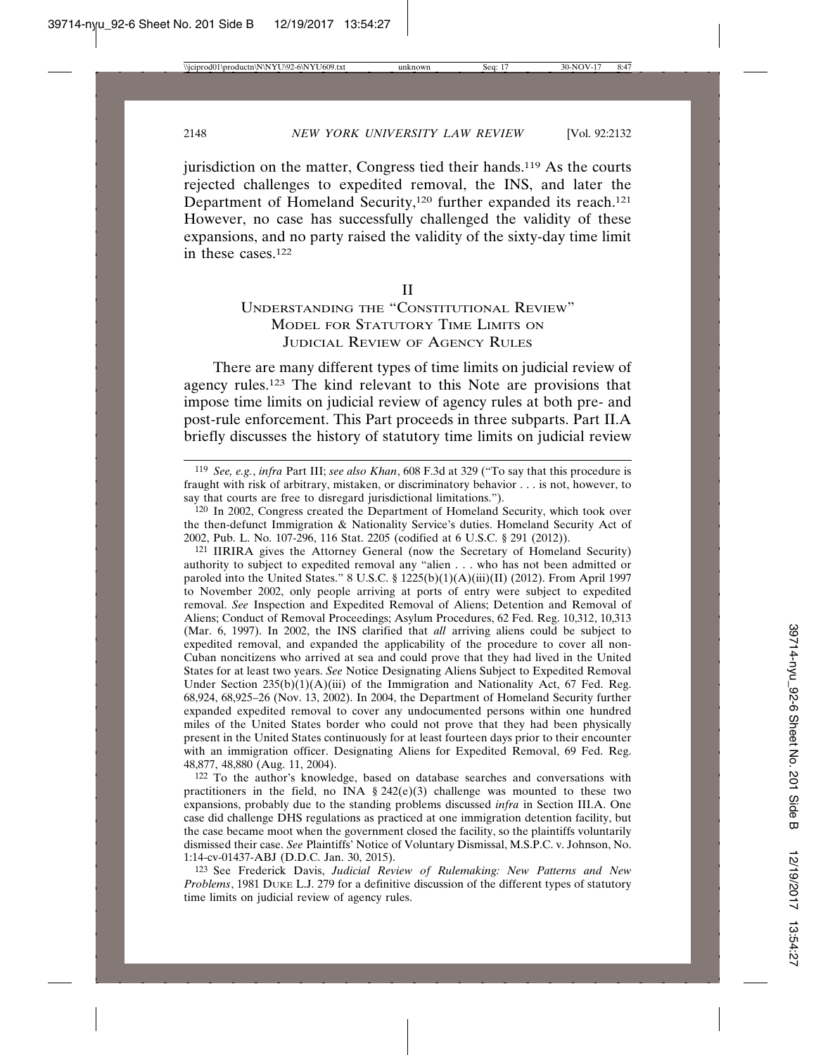jurisdiction on the matter, Congress tied their hands.[119] As the courts rejected challenges to expedited removal, the INS, and later the Department of Homeland Security,[120] further expanded its reach.[121] However, no case has successfully challenged the validity of these expansions, and no party raised the validity of the sixty-day time limit in these cases.[122]

## II
## Understanding the "Constitutional Review" Model for Statutory Time Limits on Judicial Review of Agency Rules

There are many different types of time limits on judicial review of agency rules.[123] The kind relevant to this Note are provisions that impose time limits on judicial review of agency rules at both pre- and post-rule enforcement. This Part proceeds in three subparts. Part II.A briefly discusses the history of statutory time limits on judicial review

---

[119] *See, e.g.*, *infra* Part III; *see also Khan*, 608 F.3d at 329 ("To say that this procedure is fraught with risk of arbitrary, mistaken, or discriminatory behavior . . . is not, however, to say that courts are free to disregard jurisdictional limitations.").

[120] In 2002, Congress created the Department of Homeland Security, which took over the then-defunct Immigration & Nationality Service's duties. Homeland Security Act of 2002, Pub. L. No. 107-296, 116 Stat. 2205 (codified at 6 U.S.C. § 291 (2012)).

[121] IIRIRA gives the Attorney General (now the Secretary of Homeland Security) authority to subject to expedited removal any "alien . . . who has not been admitted or paroled into the United States." 8 U.S.C. § 1225(b)(1)(A)(iii)(II) (2012). From April 1997 to November 2002, only people arriving at ports of entry were subject to expedited removal. *See* Inspection and Expedited Removal of Aliens; Detention and Removal of Aliens; Conduct of Removal Proceedings; Asylum Procedures, 62 Fed. Reg. 10,312, 10,313 (Mar. 6, 1997). In 2002, the INS clarified that *all* arriving aliens could be subject to expedited removal, and expanded the applicability of the procedure to cover all non-Cuban noncitizens who arrived at sea and could prove that they had lived in the United States for at least two years. *See* Notice Designating Aliens Subject to Expedited Removal Under Section 235(b)(1)(A)(iii) of the Immigration and Nationality Act, 67 Fed. Reg. 68,924, 68,925–26 (Nov. 13, 2002). In 2004, the Department of Homeland Security further expanded expedited removal to cover any undocumented persons within one hundred miles of the United States border who could not prove that they had been physically present in the United States continuously for at least fourteen days prior to their encounter with an immigration officer. Designating Aliens for Expedited Removal, 69 Fed. Reg. 48,877, 48,880 (Aug. 11, 2004).

[122] To the author's knowledge, based on database searches and conversations with practitioners in the field, no INA § 242(e)(3) challenge was mounted to these two expansions, probably due to the standing problems discussed *infra* in Section III.A. One case did challenge DHS regulations as practiced at one immigration detention facility, but the case became moot when the government closed the facility, so the plaintiffs voluntarily dismissed their case. *See* Plaintiffs' Notice of Voluntary Dismissal, M.S.P.C. v. Johnson, No. 1:14-cv-01437-ABJ (D.D.C. Jan. 30, 2015).

[123] See Frederick Davis, *Judicial Review of Rulemaking: New Patterns and New Problems*, 1981 Duke L.J. 279 for a definitive discussion of the different types of statutory time limits on judicial review of agency rules.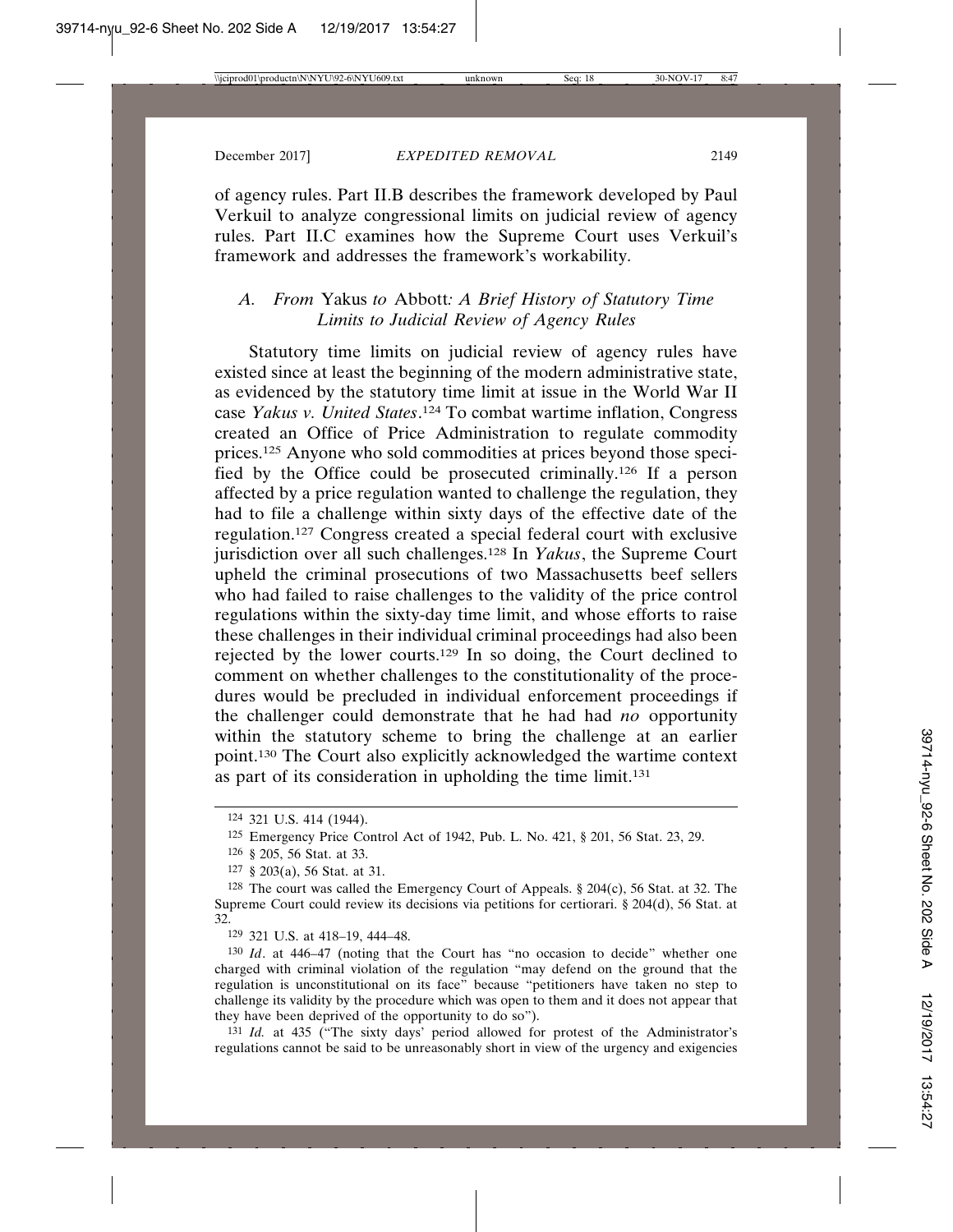of agency rules. Part II.B describes the framework developed by Paul Verkuil to analyze congressional limits on judicial review of agency rules. Part II.C examines how the Supreme Court uses Verkuil's framework and addresses the framework's workability.

### A. From *Yakus* to *Abbott*: A Brief History of Statutory Time Limits to Judicial Review of Agency Rules

Statutory time limits on judicial review of agency rules have existed since at least the beginning of the modern administrative state, as evidenced by the statutory time limit at issue in the World War II case *Yakus v. United States*.[124] To combat wartime inflation, Congress created an Office of Price Administration to regulate commodity prices.[125] Anyone who sold commodities at prices beyond those specified by the Office could be prosecuted criminally.[126] If a person affected by a price regulation wanted to challenge the regulation, they had to file a challenge within sixty days of the effective date of the regulation.[127] Congress created a special federal court with exclusive jurisdiction over all such challenges.[128] In *Yakus*, the Supreme Court upheld the criminal prosecutions of two Massachusetts beef sellers who had failed to raise challenges to the validity of the price control regulations within the sixty-day time limit, and whose efforts to raise these challenges in their individual criminal proceedings had also been rejected by the lower courts.[129] In so doing, the Court declined to comment on whether challenges to the constitutionality of the procedures would be precluded in individual enforcement proceedings if the challenger could demonstrate that he had had *no* opportunity within the statutory scheme to bring the challenge at an earlier point.[130] The Court also explicitly acknowledged the wartime context as part of its consideration in upholding the time limit.[131]

---

[124] 321 U.S. 414 (1944).

[125] Emergency Price Control Act of 1942, Pub. L. No. 421, § 201, 56 Stat. 23, 29.

[126] § 205, 56 Stat. at 33.

[127] § 203(a), 56 Stat. at 31.

[128] The court was called the Emergency Court of Appeals. § 204(c), 56 Stat. at 32. The Supreme Court could review its decisions via petitions for certiorari. § 204(d), 56 Stat. at 32.

[129] 321 U.S. at 418–19, 444–48.

[130] *Id*. at 446–47 (noting that the Court has "no occasion to decide" whether one charged with criminal violation of the regulation "may defend on the ground that the regulation is unconstitutional on its face" because "petitioners have taken no step to challenge its validity by the procedure which was open to them and it does not appear that they have been deprived of the opportunity to do so").

[131] *Id.* at 435 ("The sixty days' period allowed for protest of the Administrator's regulations cannot be said to be unreasonably short in view of the urgency and exigencies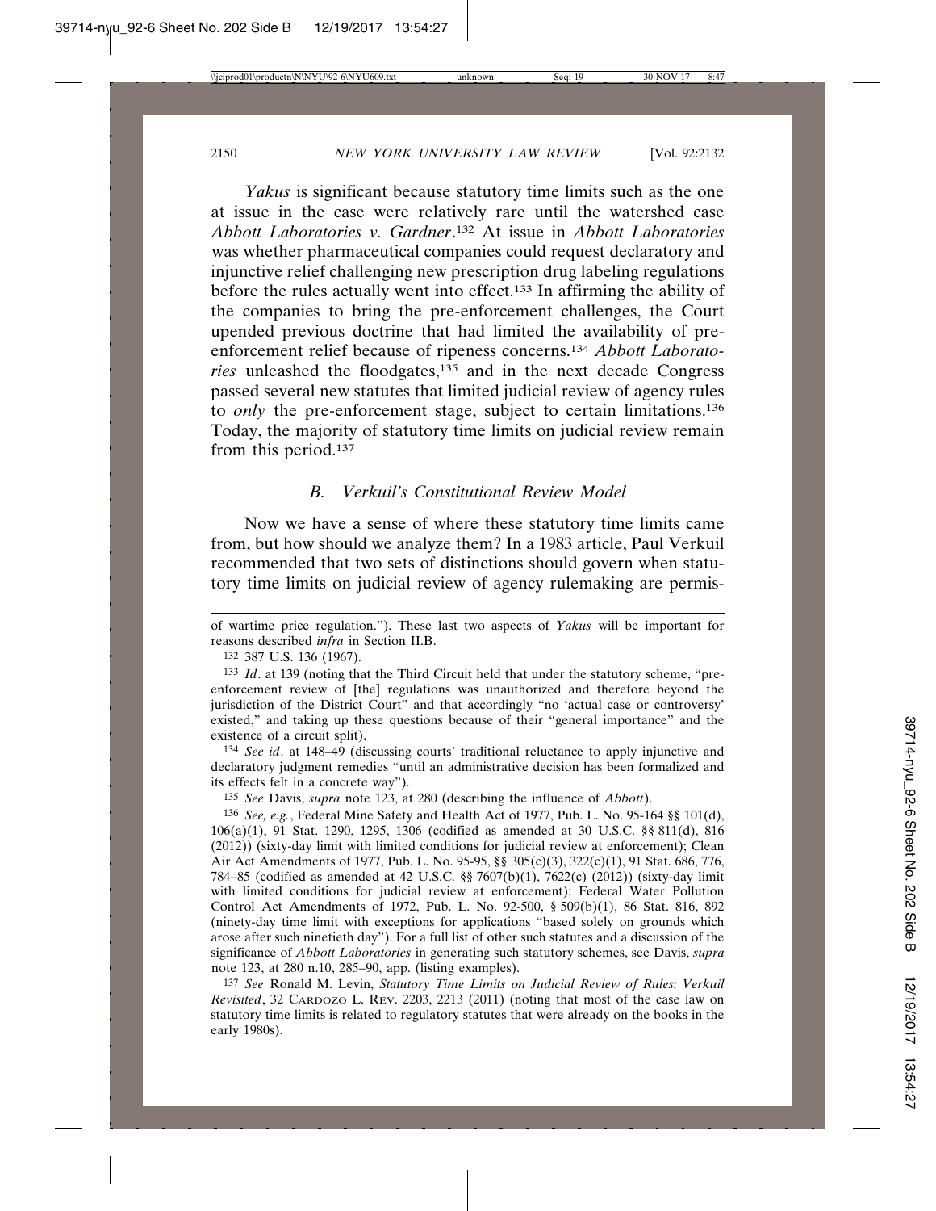*Yakus* is significant because statutory time limits such as the one at issue in the case were relatively rare until the watershed case *Abbott Laboratories v. Gardner*.[132] At issue in *Abbott Laboratories* was whether pharmaceutical companies could request declaratory and injunctive relief challenging new prescription drug labeling regulations before the rules actually went into effect.[133] In affirming the ability of the companies to bring the pre-enforcement challenges, the Court upended previous doctrine that had limited the availability of pre-enforcement relief because of ripeness concerns.[134] *Abbott Laboratories* unleashed the floodgates,[135] and in the next decade Congress passed several new statutes that limited judicial review of agency rules to *only* the pre-enforcement stage, subject to certain limitations.[136] Today, the majority of statutory time limits on judicial review remain from this period.[137]

### *B. Verkuil's Constitutional Review Model*

Now we have a sense of where these statutory time limits came from, but how should we analyze them? In a 1983 article, Paul Verkuil recommended that two sets of distinctions should govern when statutory time limits on judicial review of agency rulemaking are permis-

---

of wartime price regulation."). These last two aspects of *Yakus* will be important for reasons described *infra* in Section II.B.

132 387 U.S. 136 (1967).

133 *Id*. at 139 (noting that the Third Circuit held that under the statutory scheme, "pre-enforcement review of [the] regulations was unauthorized and therefore beyond the jurisdiction of the District Court" and that accordingly "no 'actual case or controversy' existed," and taking up these questions because of their "general importance" and the existence of a circuit split).

134 *See id*. at 148–49 (discussing courts' traditional reluctance to apply injunctive and declaratory judgment remedies "until an administrative decision has been formalized and its effects felt in a concrete way").

135 *See* Davis, *supra* note 123, at 280 (describing the influence of *Abbott*).

136 *See, e.g.*, Federal Mine Safety and Health Act of 1977, Pub. L. No. 95-164 §§ 101(d), 106(a)(1), 91 Stat. 1290, 1295, 1306 (codified as amended at 30 U.S.C. §§ 811(d), 816 (2012)) (sixty-day limit with limited conditions for judicial review at enforcement); Clean Air Act Amendments of 1977, Pub. L. No. 95-95, §§ 305(c)(3), 322(c)(1), 91 Stat. 686, 776, 784–85 (codified as amended at 42 U.S.C. §§ 7607(b)(1), 7622(c) (2012)) (sixty-day limit with limited conditions for judicial review at enforcement); Federal Water Pollution Control Act Amendments of 1972, Pub. L. No. 92-500, § 509(b)(1), 86 Stat. 816, 892 (ninety-day time limit with exceptions for applications "based solely on grounds which arose after such ninetieth day"). For a full list of other such statutes and a discussion of the significance of *Abbott Laboratories* in generating such statutory schemes, see Davis, *supra* note 123, at 280 n.10, 285–90, app. (listing examples).

137 *See* Ronald M. Levin, *Statutory Time Limits on Judicial Review of Rules: Verkuil Revisited*, 32 CARDOZO L. REV. 2203, 2213 (2011) (noting that most of the case law on statutory time limits is related to regulatory statutes that were already on the books in the early 1980s).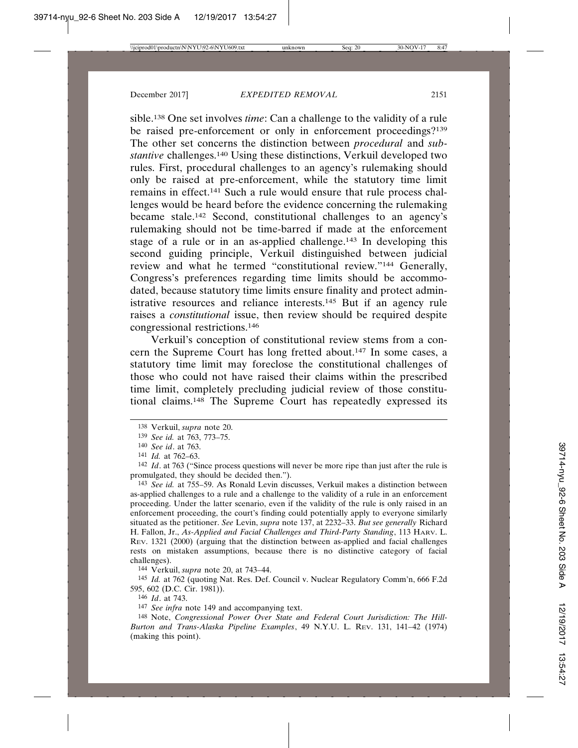sible.[138] One set involves *time*: Can a challenge to the validity of a rule be raised pre-enforcement or only in enforcement proceedings?[139] The other set concerns the distinction between *procedural* and *substantive* challenges.[140] Using these distinctions, Verkuil developed two rules. First, procedural challenges to an agency's rulemaking should only be raised at pre-enforcement, while the statutory time limit remains in effect.[141] Such a rule would ensure that rule process challenges would be heard before the evidence concerning the rulemaking became stale.[142] Second, constitutional challenges to an agency's rulemaking should not be time-barred if made at the enforcement stage of a rule or in an as-applied challenge.[143] In developing this second guiding principle, Verkuil distinguished between judicial review and what he termed "constitutional review."[144] Generally, Congress's preferences regarding time limits should be accommodated, because statutory time limits ensure finality and protect administrative resources and reliance interests.[145] But if an agency rule raises a *constitutional* issue, then review should be required despite congressional restrictions.[146]

Verkuil's conception of constitutional review stems from a concern the Supreme Court has long fretted about.[147] In some cases, a statutory time limit may foreclose the constitutional challenges of those who could not have raised their claims within the prescribed time limit, completely precluding judicial review of those constitutional claims.[148] The Supreme Court has repeatedly expressed its

---

[138] Verkuil, *supra* note 20.

[139] *See id.* at 763, 773–75.

[140] *See id*. at 763.

[141] *Id.* at 762–63.

[142] *Id*. at 763 ("Since process questions will never be more ripe than just after the rule is promulgated, they should be decided then.").

[143] *See id.* at 755–59. As Ronald Levin discusses, Verkuil makes a distinction between as-applied challenges to a rule and a challenge to the validity of a rule in an enforcement proceeding. Under the latter scenario, even if the validity of the rule is only raised in an enforcement proceeding, the court's finding could potentially apply to everyone similarly situated as the petitioner. *See* Levin, *supra* note 137, at 2232–33. *But see generally* Richard H. Fallon, Jr., *As-Applied and Facial Challenges and Third-Party Standing*, 113 HARV. L. REV. 1321 (2000) (arguing that the distinction between as-applied and facial challenges rests on mistaken assumptions, because there is no distinctive category of facial challenges).

[144] Verkuil, *supra* note 20, at 743–44.

[145] *Id.* at 762 (quoting Nat. Res. Def. Council v. Nuclear Regulatory Comm'n, 666 F.2d 595, 602 (D.C. Cir. 1981)).

[146] *Id*. at 743.

[147] *See infra* note 149 and accompanying text.

[148] Note, *Congressional Power Over State and Federal Court Jurisdiction: The Hill-Burton and Trans-Alaska Pipeline Examples*, 49 N.Y.U. L. REV. 131, 141–42 (1974) (making this point).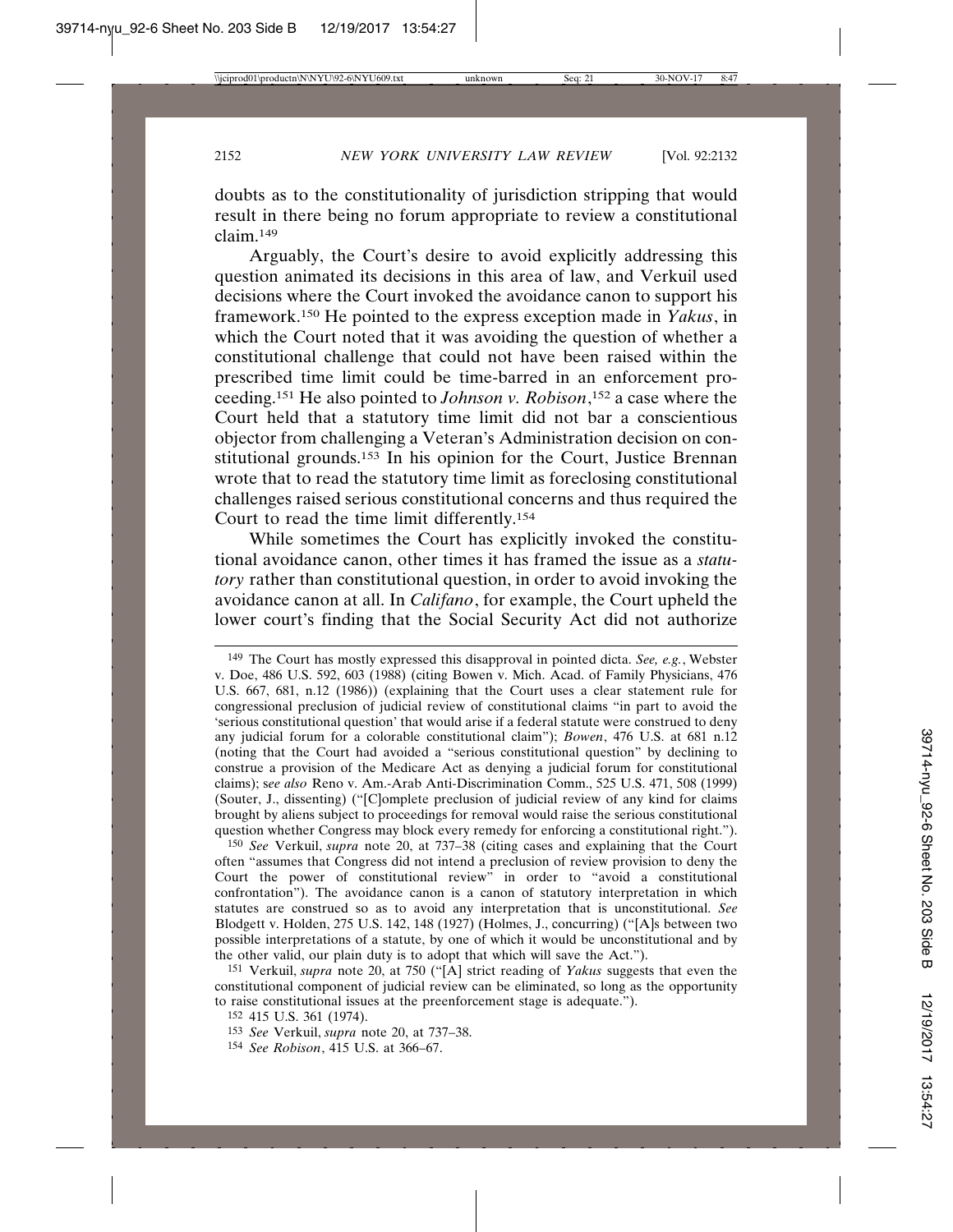doubts as to the constitutionality of jurisdiction stripping that would result in there being no forum appropriate to review a constitutional claim.[149]

Arguably, the Court's desire to avoid explicitly addressing this question animated its decisions in this area of law, and Verkuil used decisions where the Court invoked the avoidance canon to support his framework.[150] He pointed to the express exception made in *Yakus*, in which the Court noted that it was avoiding the question of whether a constitutional challenge that could not have been raised within the prescribed time limit could be time-barred in an enforcement proceeding.[151] He also pointed to *Johnson v. Robison*,[152] a case where the Court held that a statutory time limit did not bar a conscientious objector from challenging a Veteran's Administration decision on constitutional grounds.[153] In his opinion for the Court, Justice Brennan wrote that to read the statutory time limit as foreclosing constitutional challenges raised serious constitutional concerns and thus required the Court to read the time limit differently.[154]

While sometimes the Court has explicitly invoked the constitutional avoidance canon, other times it has framed the issue as a *statutory* rather than constitutional question, in order to avoid invoking the avoidance canon at all. In *Califano*, for example, the Court upheld the lower court's finding that the Social Security Act did not authorize

---

[149] The Court has mostly expressed this disapproval in pointed dicta. *See, e.g.*, Webster v. Doe, 486 U.S. 592, 603 (1988) (citing Bowen v. Mich. Acad. of Family Physicians, 476 U.S. 667, 681, n.12 (1986)) (explaining that the Court uses a clear statement rule for congressional preclusion of judicial review of constitutional claims "in part to avoid the 'serious constitutional question' that would arise if a federal statute were construed to deny any judicial forum for a colorable constitutional claim"); *Bowen*, 476 U.S. at 681 n.12 (noting that the Court had avoided a "serious constitutional question" by declining to construe a provision of the Medicare Act as denying a judicial forum for constitutional claims); s*ee also* Reno v. Am.-Arab Anti-Discrimination Comm., 525 U.S. 471, 508 (1999) (Souter, J., dissenting) ("[C]omplete preclusion of judicial review of any kind for claims brought by aliens subject to proceedings for removal would raise the serious constitutional question whether Congress may block every remedy for enforcing a constitutional right.").

[150] *See* Verkuil, *supra* note 20, at 737–38 (citing cases and explaining that the Court often "assumes that Congress did not intend a preclusion of review provision to deny the Court the power of constitutional review" in order to "avoid a constitutional confrontation"). The avoidance canon is a canon of statutory interpretation in which statutes are construed so as to avoid any interpretation that is unconstitutional. *See* Blodgett v. Holden, 275 U.S. 142, 148 (1927) (Holmes, J., concurring) ("[A]s between two possible interpretations of a statute, by one of which it would be unconstitutional and by the other valid, our plain duty is to adopt that which will save the Act.").

[151] Verkuil, *supra* note 20, at 750 ("[A] strict reading of *Yakus* suggests that even the constitutional component of judicial review can be eliminated, so long as the opportunity to raise constitutional issues at the preenforcement stage is adequate.").

[152] 415 U.S. 361 (1974).

[153] *See* Verkuil, *supra* note 20, at 737–38.

[154] *See Robison*, 415 U.S. at 366–67.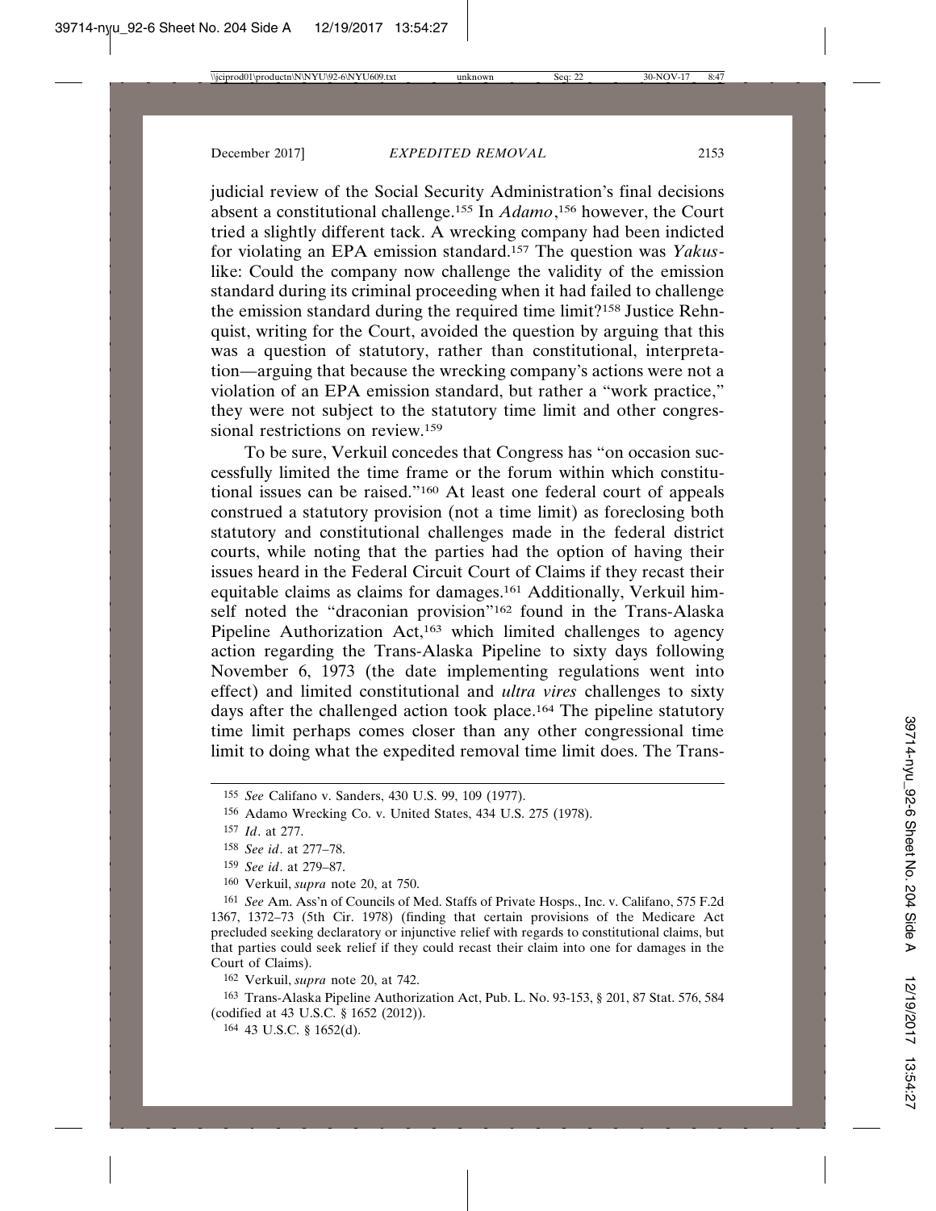judicial review of the Social Security Administration's final decisions absent a constitutional challenge.[155] In *Adamo*,[156] however, the Court tried a slightly different tack. A wrecking company had been indicted for violating an EPA emission standard.[157] The question was *Yakus*-like: Could the company now challenge the validity of the emission standard during its criminal proceeding when it had failed to challenge the emission standard during the required time limit?[158] Justice Rehnquist, writing for the Court, avoided the question by arguing that this was a question of statutory, rather than constitutional, interpretation—arguing that because the wrecking company's actions were not a violation of an EPA emission standard, but rather a "work practice," they were not subject to the statutory time limit and other congressional restrictions on review.[159]

To be sure, Verkuil concedes that Congress has "on occasion successfully limited the time frame or the forum within which constitutional issues can be raised."[160] At least one federal court of appeals construed a statutory provision (not a time limit) as foreclosing both statutory and constitutional challenges made in the federal district courts, while noting that the parties had the option of having their issues heard in the Federal Circuit Court of Claims if they recast their equitable claims as claims for damages.[161] Additionally, Verkuil himself noted the "draconian provision"[162] found in the Trans-Alaska Pipeline Authorization Act,[163] which limited challenges to agency action regarding the Trans-Alaska Pipeline to sixty days following November 6, 1973 (the date implementing regulations went into effect) and limited constitutional and *ultra vires* challenges to sixty days after the challenged action took place.[164] The pipeline statutory time limit perhaps comes closer than any other congressional time limit to doing what the expedited removal time limit does. The Trans-

---

[155] *See* Califano v. Sanders, 430 U.S. 99, 109 (1977).

[156] Adamo Wrecking Co. v. United States, 434 U.S. 275 (1978).

[157] *Id*. at 277.

[158] *See id*. at 277–78.

[159] *See id*. at 279–87.

[160] Verkuil, *supra* note 20, at 750.

[161] *See* Am. Ass'n of Councils of Med. Staffs of Private Hosps., Inc. v. Califano, 575 F.2d 1367, 1372–73 (5th Cir. 1978) (finding that certain provisions of the Medicare Act precluded seeking declaratory or injunctive relief with regards to constitutional claims, but that parties could seek relief if they could recast their claim into one for damages in the Court of Claims).

[162] Verkuil, *supra* note 20, at 742.

[163] Trans-Alaska Pipeline Authorization Act, Pub. L. No. 93-153, § 201, 87 Stat. 576, 584 (codified at 43 U.S.C. § 1652 (2012)).

[164] 43 U.S.C. § 1652(d).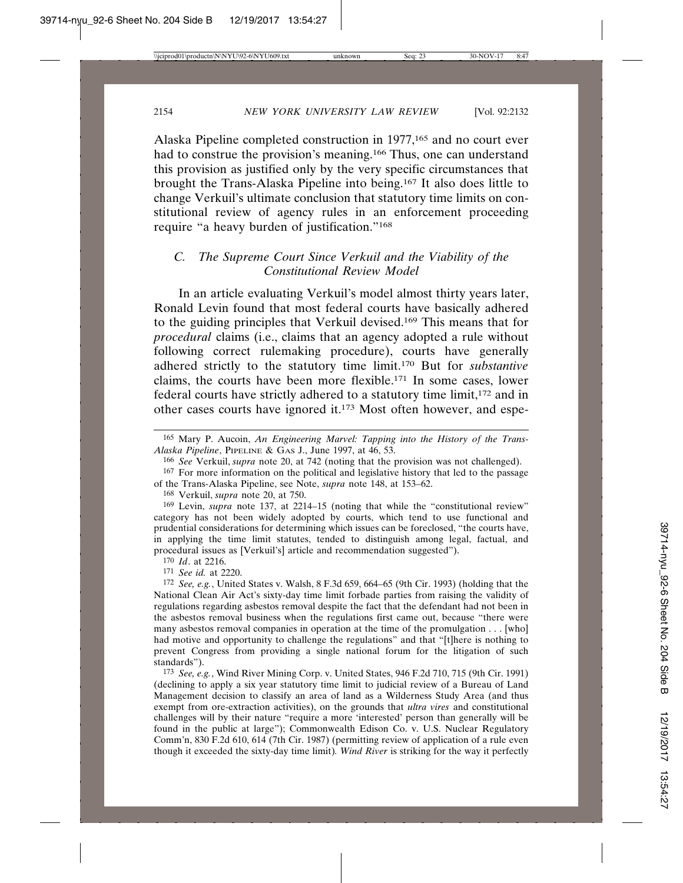Alaska Pipeline completed construction in 1977,[165] and no court ever had to construe the provision's meaning.[166] Thus, one can understand this provision as justified only by the very specific circumstances that brought the Trans-Alaska Pipeline into being.[167] It also does little to change Verkuil's ultimate conclusion that statutory time limits on constitutional review of agency rules in an enforcement proceeding require "a heavy burden of justification."[168]

### C. The Supreme Court Since Verkuil and the Viability of the Constitutional Review Model

In an article evaluating Verkuil's model almost thirty years later, Ronald Levin found that most federal courts have basically adhered to the guiding principles that Verkuil devised.[169] This means that for *procedural* claims (i.e., claims that an agency adopted a rule without following correct rulemaking procedure), courts have generally adhered strictly to the statutory time limit.[170] But for *substantive* claims, the courts have been more flexible.[171] In some cases, lower federal courts have strictly adhered to a statutory time limit,[172] and in other cases courts have ignored it.[173] Most often however, and espe-

---

[165] Mary P. Aucoin, *An Engineering Marvel: Tapping into the History of the Trans-Alaska Pipeline*, PIPELINE & GAS J., June 1997, at 46, 53.

[166] *See* Verkuil, *supra* note 20, at 742 (noting that the provision was not challenged).

[167] For more information on the political and legislative history that led to the passage of the Trans-Alaska Pipeline, see Note, *supra* note 148, at 153–62.

[168] Verkuil, *supra* note 20, at 750.

[169] Levin, *supra* note 137, at 2214–15 (noting that while the "constitutional review" category has not been widely adopted by courts, which tend to use functional and prudential considerations for determining which issues can be foreclosed, "the courts have, in applying the time limit statutes, tended to distinguish among legal, factual, and procedural issues as [Verkuil's] article and recommendation suggested").

[170] *Id*. at 2216.

[171] *See id.* at 2220.

[172] *See, e.g.*, United States v. Walsh, 8 F.3d 659, 664–65 (9th Cir. 1993) (holding that the National Clean Air Act's sixty-day time limit forbade parties from raising the validity of regulations regarding asbestos removal despite the fact that the defendant had not been in the asbestos removal business when the regulations first came out, because "there were many asbestos removal companies in operation at the time of the promulgation . . . [who] had motive and opportunity to challenge the regulations" and that "[t]here is nothing to prevent Congress from providing a single national forum for the litigation of such standards").

[173] *See, e.g.*, Wind River Mining Corp. v. United States, 946 F.2d 710, 715 (9th Cir. 1991) (declining to apply a six year statutory time limit to judicial review of a Bureau of Land Management decision to classify an area of land as a Wilderness Study Area (and thus exempt from ore-extraction activities), on the grounds that *ultra vires* and constitutional challenges will by their nature "require a more 'interested' person than generally will be found in the public at large"); Commonwealth Edison Co. v. U.S. Nuclear Regulatory Comm'n, 830 F.2d 610, 614 (7th Cir. 1987) (permitting review of application of a rule even though it exceeded the sixty-day time limit). *Wind River* is striking for the way it perfectly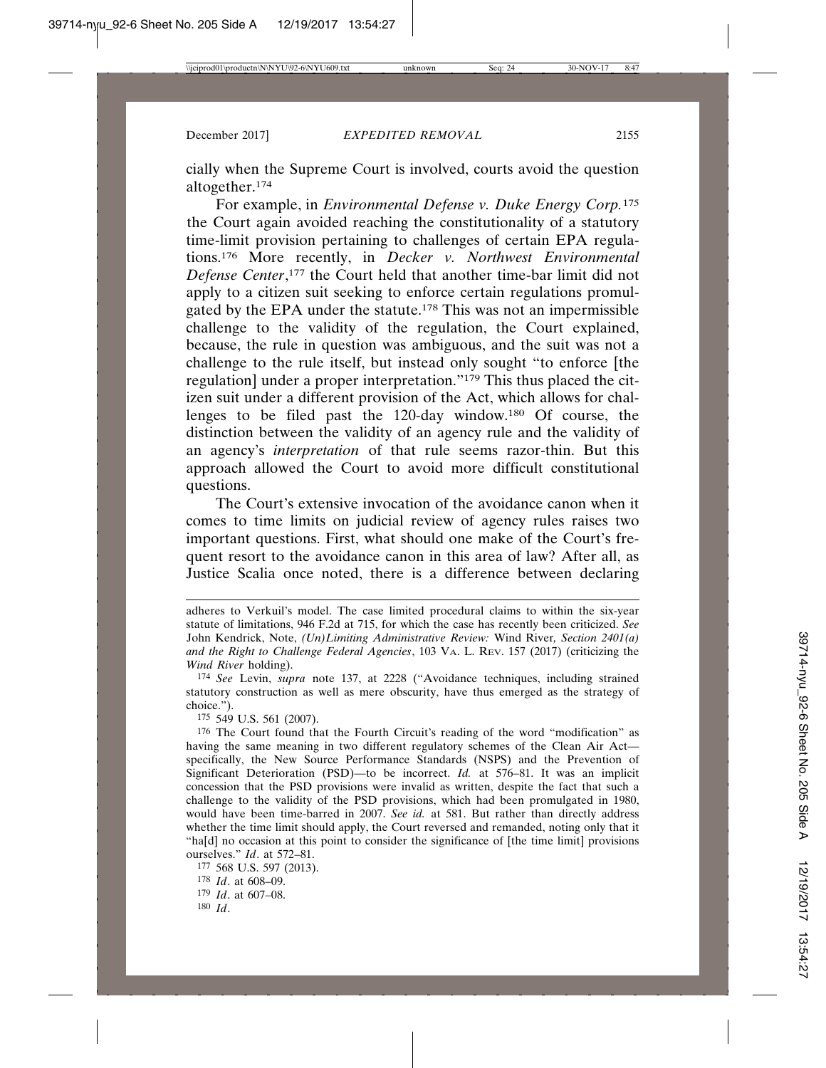cially when the Supreme Court is involved, courts avoid the question altogether.[174]

For example, in *Environmental Defense v. Duke Energy Corp.*[175] the Court again avoided reaching the constitutionality of a statutory time-limit provision pertaining to challenges of certain EPA regulations.[176] More recently, in *Decker v. Northwest Environmental Defense Center*,[177] the Court held that another time-bar limit did not apply to a citizen suit seeking to enforce certain regulations promulgated by the EPA under the statute.[178] This was not an impermissible challenge to the validity of the regulation, the Court explained, because, the rule in question was ambiguous, and the suit was not a challenge to the rule itself, but instead only sought "to enforce [the regulation] under a proper interpretation."[179] This thus placed the citizen suit under a different provision of the Act, which allows for challenges to be filed past the 120-day window.[180] Of course, the distinction between the validity of an agency rule and the validity of an agency's *interpretation* of that rule seems razor-thin. But this approach allowed the Court to avoid more difficult constitutional questions.

The Court's extensive invocation of the avoidance canon when it comes to time limits on judicial review of agency rules raises two important questions. First, what should one make of the Court's frequent resort to the avoidance canon in this area of law? After all, as Justice Scalia once noted, there is a difference between declaring

---

adheres to Verkuil's model. The case limited procedural claims to within the six-year statute of limitations, 946 F.2d at 715, for which the case has recently been criticized. *See* John Kendrick, Note, *(Un)Limiting Administrative Review:* Wind River*, Section 2401(a) and the Right to Challenge Federal Agencies*, 103 VA. L. REV. 157 (2017) (criticizing the *Wind River* holding).

[174] *See* Levin, *supra* note 137, at 2228 ("Avoidance techniques, including strained statutory construction as well as mere obscurity, have thus emerged as the strategy of choice.").

[175] 549 U.S. 561 (2007).

[176] The Court found that the Fourth Circuit's reading of the word "modification" as having the same meaning in two different regulatory schemes of the Clean Air Act—specifically, the New Source Performance Standards (NSPS) and the Prevention of Significant Deterioration (PSD)—to be incorrect. *Id.* at 576–81. It was an implicit concession that the PSD provisions were invalid as written, despite the fact that such a challenge to the validity of the PSD provisions, which had been promulgated in 1980, would have been time-barred in 2007. *See id.* at 581. But rather than directly address whether the time limit should apply, the Court reversed and remanded, noting only that it "ha[d] no occasion at this point to consider the significance of [the time limit] provisions ourselves." *Id*. at 572–81.

[177] 568 U.S. 597 (2013).

[178] *Id*. at 608–09.

[179] *Id*. at 607–08.

[180] *Id*.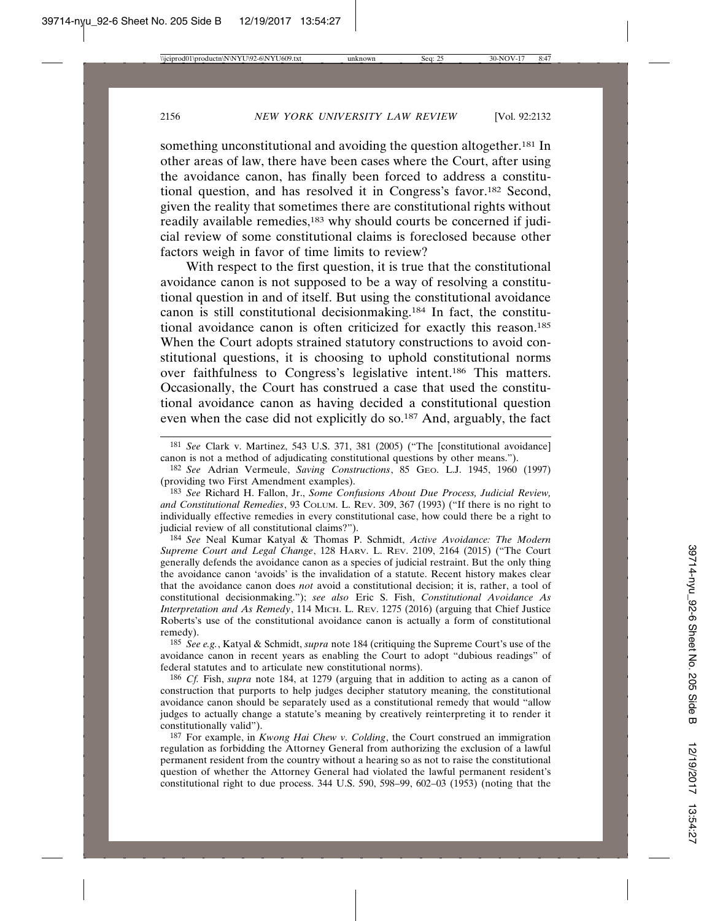something unconstitutional and avoiding the question altogether.[181] In other areas of law, there have been cases where the Court, after using the avoidance canon, has finally been forced to address a constitutional question, and has resolved it in Congress's favor.[182] Second, given the reality that sometimes there are constitutional rights without readily available remedies,[183] why should courts be concerned if judicial review of some constitutional claims is foreclosed because other factors weigh in favor of time limits to review?

With respect to the first question, it is true that the constitutional avoidance canon is not supposed to be a way of resolving a constitutional question in and of itself. But using the constitutional avoidance canon is still constitutional decisionmaking.[184] In fact, the constitutional avoidance canon is often criticized for exactly this reason.[185] When the Court adopts strained statutory constructions to avoid constitutional questions, it is choosing to uphold constitutional norms over faithfulness to Congress's legislative intent.[186] This matters. Occasionally, the Court has construed a case that used the constitutional avoidance canon as having decided a constitutional question even when the case did not explicitly do so.[187] And, arguably, the fact

---

[181] *See* Clark v. Martinez, 543 U.S. 371, 381 (2005) ("The [constitutional avoidance] canon is not a method of adjudicating constitutional questions by other means.").

[182] *See* Adrian Vermeule, *Saving Constructions*, 85 GEO. L.J. 1945, 1960 (1997) (providing two First Amendment examples).

[183] *See* Richard H. Fallon, Jr., *Some Confusions About Due Process, Judicial Review, and Constitutional Remedies*, 93 COLUM. L. REV. 309, 367 (1993) ("If there is no right to individually effective remedies in every constitutional case, how could there be a right to judicial review of all constitutional claims?").

[184] *See* Neal Kumar Katyal & Thomas P. Schmidt, *Active Avoidance: The Modern Supreme Court and Legal Change*, 128 HARV. L. REV. 2109, 2164 (2015) ("The Court generally defends the avoidance canon as a species of judicial restraint. But the only thing the avoidance canon 'avoids' is the invalidation of a statute. Recent history makes clear that the avoidance canon does *not* avoid a constitutional decision; it is, rather, a tool of constitutional decisionmaking."); *see also* Eric S. Fish, *Constitutional Avoidance As Interpretation and As Remedy*, 114 MICH. L. REV. 1275 (2016) (arguing that Chief Justice Roberts's use of the constitutional avoidance canon is actually a form of constitutional remedy).

[185] *See e.g.*, Katyal & Schmidt, *supra* note 184 (critiquing the Supreme Court's use of the avoidance canon in recent years as enabling the Court to adopt "dubious readings" of federal statutes and to articulate new constitutional norms).

[186] *Cf.* Fish, *supra* note 184, at 1279 (arguing that in addition to acting as a canon of construction that purports to help judges decipher statutory meaning, the constitutional avoidance canon should be separately used as a constitutional remedy that would "allow judges to actually change a statute's meaning by creatively reinterpreting it to render it constitutionally valid").

[187] For example, in *Kwong Hai Chew v. Colding*, the Court construed an immigration regulation as forbidding the Attorney General from authorizing the exclusion of a lawful permanent resident from the country without a hearing so as not to raise the constitutional question of whether the Attorney General had violated the lawful permanent resident's constitutional right to due process. 344 U.S. 590, 598–99, 602–03 (1953) (noting that the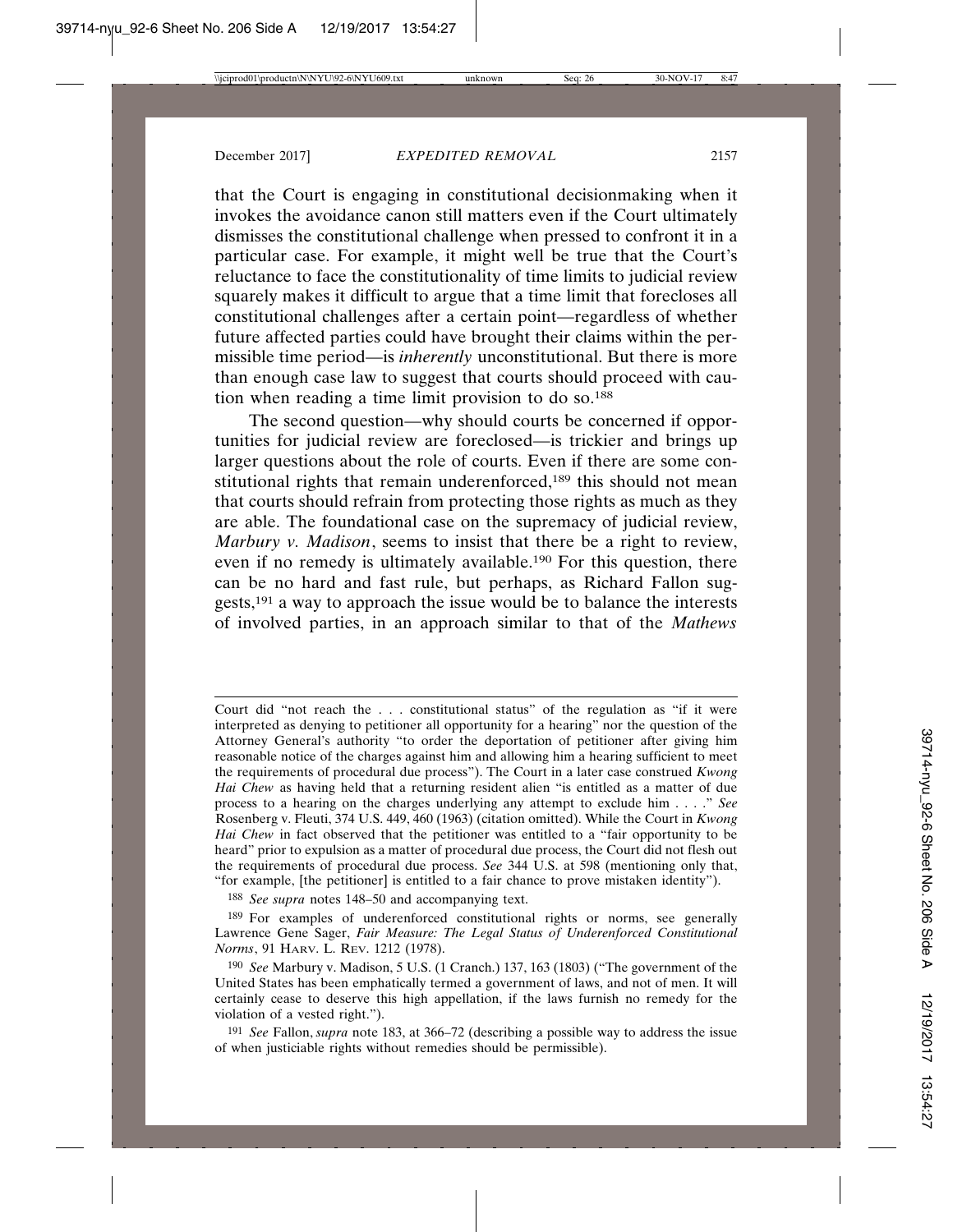that the Court is engaging in constitutional decisionmaking when it invokes the avoidance canon still matters even if the Court ultimately dismisses the constitutional challenge when pressed to confront it in a particular case. For example, it might well be true that the Court's reluctance to face the constitutionality of time limits to judicial review squarely makes it difficult to argue that a time limit that forecloses all constitutional challenges after a certain point—regardless of whether future affected parties could have brought their claims within the permissible time period—is *inherently* unconstitutional. But there is more than enough case law to suggest that courts should proceed with caution when reading a time limit provision to do so.[188]

The second question—why should courts be concerned if opportunities for judicial review are foreclosed—is trickier and brings up larger questions about the role of courts. Even if there are some constitutional rights that remain underenforced,[189] this should not mean that courts should refrain from protecting those rights as much as they are able. The foundational case on the supremacy of judicial review, *Marbury v. Madison*, seems to insist that there be a right to review, even if no remedy is ultimately available.[190] For this question, there can be no hard and fast rule, but perhaps, as Richard Fallon suggests,[191] a way to approach the issue would be to balance the interests of involved parties, in an approach similar to that of the *Mathews*

---

Court did "not reach the . . . constitutional status" of the regulation as "if it were interpreted as denying to petitioner all opportunity for a hearing" nor the question of the Attorney General's authority "to order the deportation of petitioner after giving him reasonable notice of the charges against him and allowing him a hearing sufficient to meet the requirements of procedural due process"). The Court in a later case construed *Kwong Hai Chew* as having held that a returning resident alien "is entitled as a matter of due process to a hearing on the charges underlying any attempt to exclude him . . . ." *See* Rosenberg v. Fleuti, 374 U.S. 449, 460 (1963) (citation omitted). While the Court in *Kwong Hai Chew* in fact observed that the petitioner was entitled to a "fair opportunity to be heard" prior to expulsion as a matter of procedural due process, the Court did not flesh out the requirements of procedural due process. *See* 344 U.S. at 598 (mentioning only that, "for example, [the petitioner] is entitled to a fair chance to prove mistaken identity").

188 *See supra* notes 148–50 and accompanying text.

189 For examples of underenforced constitutional rights or norms, see generally Lawrence Gene Sager, *Fair Measure: The Legal Status of Underenforced Constitutional Norms*, 91 HARV. L. REV. 1212 (1978).

190 *See* Marbury v. Madison, 5 U.S. (1 Cranch.) 137, 163 (1803) ("The government of the United States has been emphatically termed a government of laws, and not of men. It will certainly cease to deserve this high appellation, if the laws furnish no remedy for the violation of a vested right.").

191 *See* Fallon, *supra* note 183, at 366–72 (describing a possible way to address the issue of when justiciable rights without remedies should be permissible).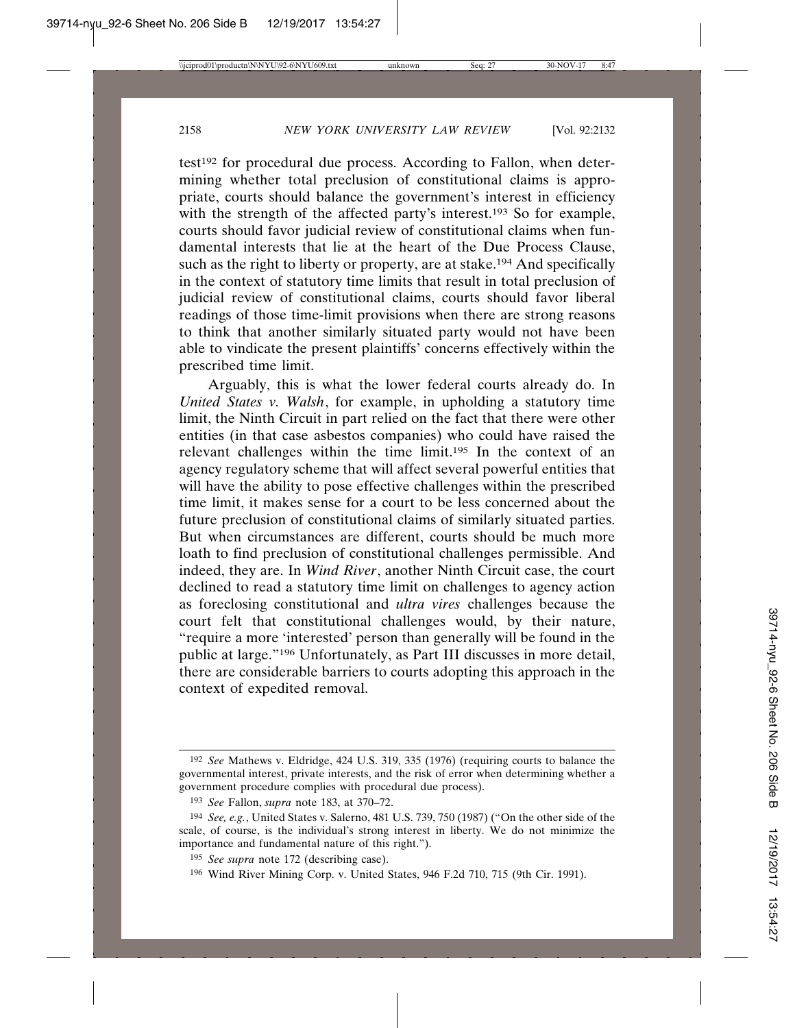test[192] for procedural due process. According to Fallon, when determining whether total preclusion of constitutional claims is appropriate, courts should balance the government's interest in efficiency with the strength of the affected party's interest.[193] So for example, courts should favor judicial review of constitutional claims when fundamental interests that lie at the heart of the Due Process Clause, such as the right to liberty or property, are at stake.[194] And specifically in the context of statutory time limits that result in total preclusion of judicial review of constitutional claims, courts should favor liberal readings of those time-limit provisions when there are strong reasons to think that another similarly situated party would not have been able to vindicate the present plaintiffs' concerns effectively within the prescribed time limit.

Arguably, this is what the lower federal courts already do. In *United States v. Walsh*, for example, in upholding a statutory time limit, the Ninth Circuit in part relied on the fact that there were other entities (in that case asbestos companies) who could have raised the relevant challenges within the time limit.[195] In the context of an agency regulatory scheme that will affect several powerful entities that will have the ability to pose effective challenges within the prescribed time limit, it makes sense for a court to be less concerned about the future preclusion of constitutional claims of similarly situated parties. But when circumstances are different, courts should be much more loath to find preclusion of constitutional challenges permissible. And indeed, they are. In *Wind River*, another Ninth Circuit case, the court declined to read a statutory time limit on challenges to agency action as foreclosing constitutional and *ultra vires* challenges because the court felt that constitutional challenges would, by their nature, "require a more 'interested' person than generally will be found in the public at large."[196] Unfortunately, as Part III discusses in more detail, there are considerable barriers to courts adopting this approach in the context of expedited removal.

---

[192] *See* Mathews v. Eldridge, 424 U.S. 319, 335 (1976) (requiring courts to balance the governmental interest, private interests, and the risk of error when determining whether a government procedure complies with procedural due process).

[193] *See* Fallon, *supra* note 183, at 370–72.

[194] *See, e.g.*, United States v. Salerno, 481 U.S. 739, 750 (1987) ("On the other side of the scale, of course, is the individual's strong interest in liberty. We do not minimize the importance and fundamental nature of this right.").

[195] *See supra* note 172 (describing case).

[196] Wind River Mining Corp. v. United States, 946 F.2d 710, 715 (9th Cir. 1991).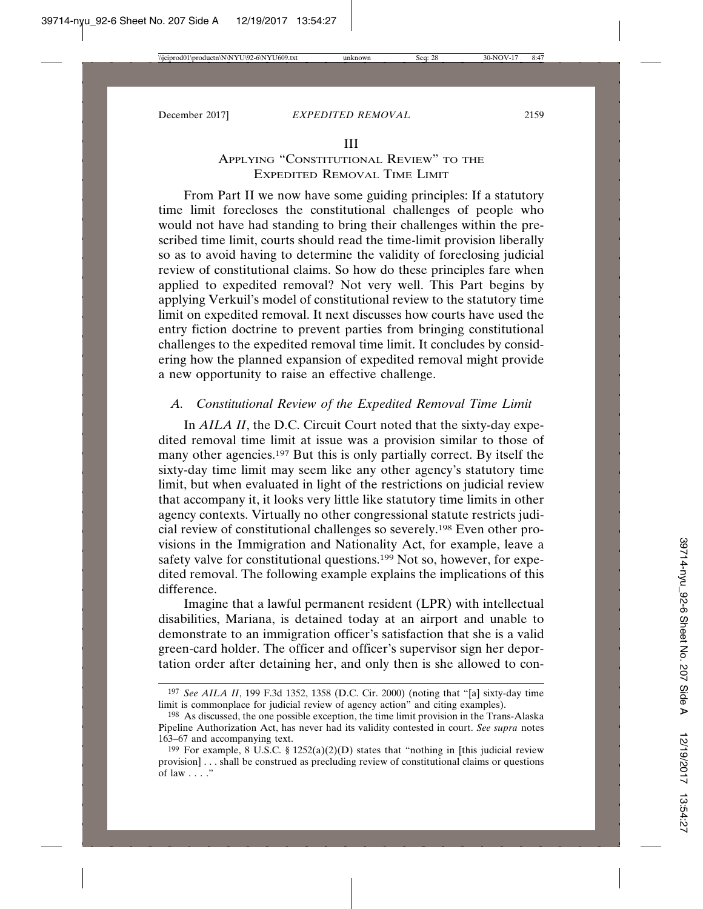# III
## Applying "Constitutional Review" to the Expedited Removal Time Limit

From Part II we now have some guiding principles: If a statutory time limit forecloses the constitutional challenges of people who would not have had standing to bring their challenges within the prescribed time limit, courts should read the time-limit provision liberally so as to avoid having to determine the validity of foreclosing judicial review of constitutional claims. So how do these principles fare when applied to expedited removal? Not very well. This Part begins by applying Verkuil's model of constitutional review to the statutory time limit on expedited removal. It next discusses how courts have used the entry fiction doctrine to prevent parties from bringing constitutional challenges to the expedited removal time limit. It concludes by considering how the planned expansion of expedited removal might provide a new opportunity to raise an effective challenge.

### A. *Constitutional Review of the Expedited Removal Time Limit*

In *AILA II*, the D.C. Circuit Court noted that the sixty-day expedited removal time limit at issue was a provision similar to those of many other agencies.[197] But this is only partially correct. By itself the sixty-day time limit may seem like any other agency's statutory time limit, but when evaluated in light of the restrictions on judicial review that accompany it, it looks very little like statutory time limits in other agency contexts. Virtually no other congressional statute restricts judicial review of constitutional challenges so severely.[198] Even other provisions in the Immigration and Nationality Act, for example, leave a safety valve for constitutional questions.[199] Not so, however, for expedited removal. The following example explains the implications of this difference.

Imagine that a lawful permanent resident (LPR) with intellectual disabilities, Mariana, is detained today at an airport and unable to demonstrate to an immigration officer's satisfaction that she is a valid green-card holder. The officer and officer's supervisor sign her deportation order after detaining her, and only then is she allowed to con-

---

[197] *See AILA II*, 199 F.3d 1352, 1358 (D.C. Cir. 2000) (noting that "[a] sixty-day time limit is commonplace for judicial review of agency action" and citing examples).

[198] As discussed, the one possible exception, the time limit provision in the Trans-Alaska Pipeline Authorization Act, has never had its validity contested in court. *See supra* notes 163–67 and accompanying text.

[199] For example, 8 U.S.C. § 1252(a)(2)(D) states that "nothing in [this judicial review provision] . . . shall be construed as precluding review of constitutional claims or questions of law . . . ."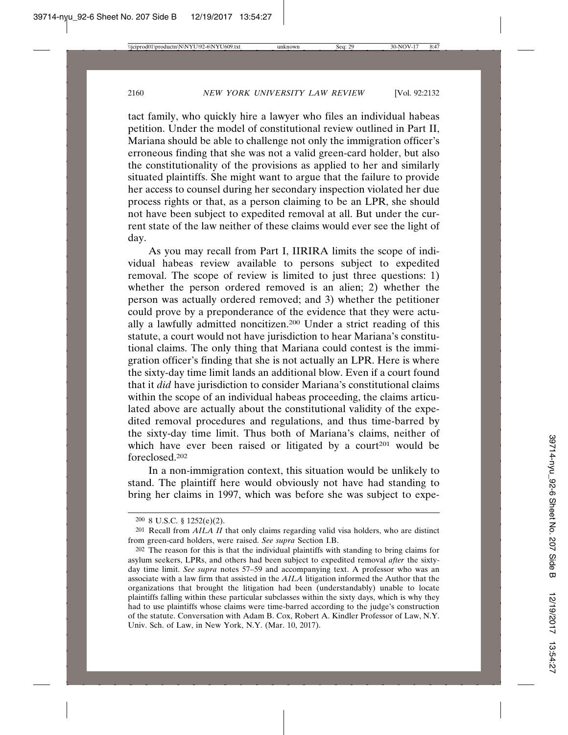tact family, who quickly hire a lawyer who files an individual habeas petition. Under the model of constitutional review outlined in Part II, Mariana should be able to challenge not only the immigration officer's erroneous finding that she was not a valid green-card holder, but also the constitutionality of the provisions as applied to her and similarly situated plaintiffs. She might want to argue that the failure to provide her access to counsel during her secondary inspection violated her due process rights or that, as a person claiming to be an LPR, she should not have been subject to expedited removal at all. But under the current state of the law neither of these claims would ever see the light of day.

As you may recall from Part I, IIRIRA limits the scope of individual habeas review available to persons subject to expedited removal. The scope of review is limited to just three questions: 1) whether the person ordered removed is an alien; 2) whether the person was actually ordered removed; and 3) whether the petitioner could prove by a preponderance of the evidence that they were actually a lawfully admitted noncitizen.[200] Under a strict reading of this statute, a court would not have jurisdiction to hear Mariana's constitutional claims. The only thing that Mariana could contest is the immigration officer's finding that she is not actually an LPR. Here is where the sixty-day time limit lands an additional blow. Even if a court found that it *did* have jurisdiction to consider Mariana's constitutional claims within the scope of an individual habeas proceeding, the claims articulated above are actually about the constitutional validity of the expedited removal procedures and regulations, and thus time-barred by the sixty-day time limit. Thus both of Mariana's claims, neither of which have ever been raised or litigated by a court[201] would be foreclosed.[202]

In a non-immigration context, this situation would be unlikely to stand. The plaintiff here would obviously not have had standing to bring her claims in 1997, which was before she was subject to expe-

---

[200] 8 U.S.C. § 1252(e)(2).

[201] Recall from *AILA II* that only claims regarding valid visa holders, who are distinct from green-card holders, were raised. *See supra* Section I.B.

[202] The reason for this is that the individual plaintiffs with standing to bring claims for asylum seekers, LPRs, and others had been subject to expedited removal *after* the sixty-day time limit. *See supra* notes 57–59 and accompanying text. A professor who was an associate with a law firm that assisted in the *AILA* litigation informed the Author that the organizations that brought the litigation had been (understandably) unable to locate plaintiffs falling within these particular subclasses within the sixty days, which is why they had to use plaintiffs whose claims were time-barred according to the judge's construction of the statute. Conversation with Adam B. Cox, Robert A. Kindler Professor of Law, N.Y. Univ. Sch. of Law, in New York, N.Y. (Mar. 10, 2017).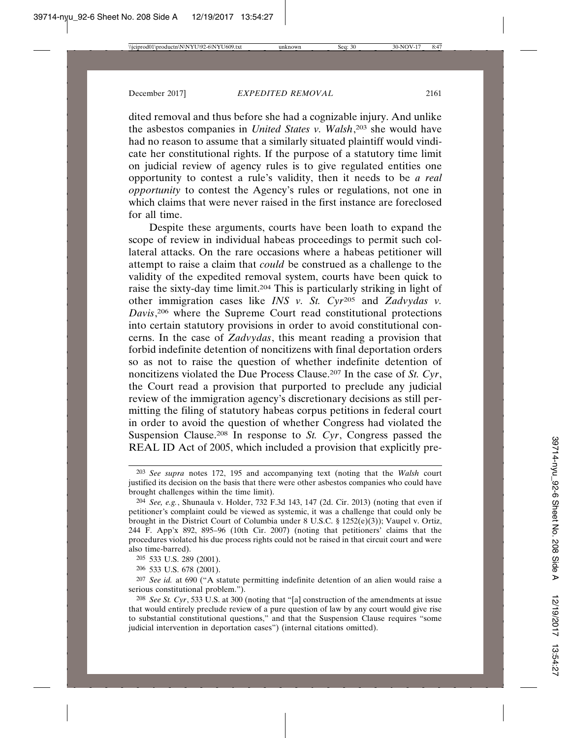dited removal and thus before she had a cognizable injury. And unlike the asbestos companies in *United States v. Walsh*,[203] she would have had no reason to assume that a similarly situated plaintiff would vindicate her constitutional rights. If the purpose of a statutory time limit on judicial review of agency rules is to give regulated entities one opportunity to contest a rule's validity, then it needs to be *a real opportunity* to contest the Agency's rules or regulations, not one in which claims that were never raised in the first instance are foreclosed for all time.

Despite these arguments, courts have been loath to expand the scope of review in individual habeas proceedings to permit such collateral attacks. On the rare occasions where a habeas petitioner will attempt to raise a claim that *could* be construed as a challenge to the validity of the expedited removal system, courts have been quick to raise the sixty-day time limit.[204] This is particularly striking in light of other immigration cases like *INS v. St. Cyr*[205] and *Zadvydas v. Davis*,[206] where the Supreme Court read constitutional protections into certain statutory provisions in order to avoid constitutional concerns. In the case of *Zadvydas*, this meant reading a provision that forbid indefinite detention of noncitizens with final deportation orders so as not to raise the question of whether indefinite detention of noncitizens violated the Due Process Clause.[207] In the case of *St. Cyr*, the Court read a provision that purported to preclude any judicial review of the immigration agency's discretionary decisions as still permitting the filing of statutory habeas corpus petitions in federal court in order to avoid the question of whether Congress had violated the Suspension Clause.[208] In response to *St. Cyr*, Congress passed the REAL ID Act of 2005, which included a provision that explicitly pre-

---

[203] *See supra* notes 172, 195 and accompanying text (noting that the *Walsh* court justified its decision on the basis that there were other asbestos companies who could have brought challenges within the time limit).

[204] *See, e.g.*, Shunaula v. Holder, 732 F.3d 143, 147 (2d. Cir. 2013) (noting that even if petitioner's complaint could be viewed as systemic, it was a challenge that could only be brought in the District Court of Columbia under 8 U.S.C. § 1252(e)(3)); Vaupel v. Ortiz, 244 F. App'x 892, 895–96 (10th Cir. 2007) (noting that petitioners' claims that the procedures violated his due process rights could not be raised in that circuit court and were also time-barred).

[205] 533 U.S. 289 (2001).

[206] 533 U.S. 678 (2001).

[207] *See id.* at 690 ("A statute permitting indefinite detention of an alien would raise a serious constitutional problem.").

[208] *See St. Cyr*, 533 U.S. at 300 (noting that "[a] construction of the amendments at issue that would entirely preclude review of a pure question of law by any court would give rise to substantial constitutional questions," and that the Suspension Clause requires "some judicial intervention in deportation cases") (internal citations omitted).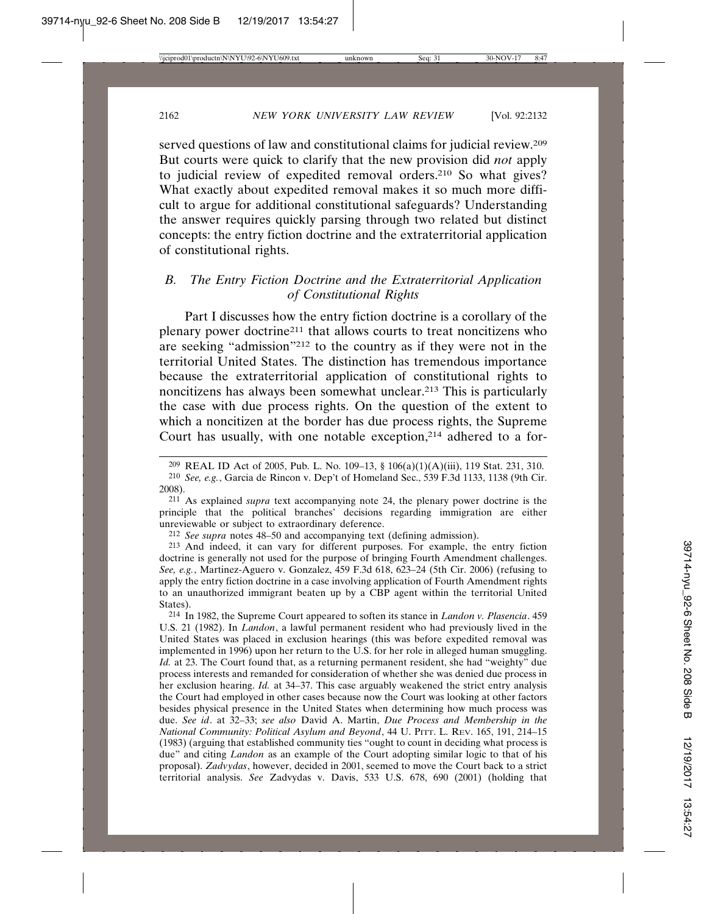served questions of law and constitutional claims for judicial review.[209] But courts were quick to clarify that the new provision did *not* apply to judicial review of expedited removal orders.[210] So what gives? What exactly about expedited removal makes it so much more difficult to argue for additional constitutional safeguards? Understanding the answer requires quickly parsing through two related but distinct concepts: the entry fiction doctrine and the extraterritorial application of constitutional rights.

### *B. The Entry Fiction Doctrine and the Extraterritorial Application of Constitutional Rights*

Part I discusses how the entry fiction doctrine is a corollary of the plenary power doctrine[211] that allows courts to treat noncitizens who are seeking "admission"[212] to the country as if they were not in the territorial United States. The distinction has tremendous importance because the extraterritorial application of constitutional rights to noncitizens has always been somewhat unclear.[213] This is particularly the case with due process rights. On the question of the extent to which a noncitizen at the border has due process rights, the Supreme Court has usually, with one notable exception,[214] adhered to a for-

---

[209] REAL ID Act of 2005, Pub. L. No. 109–13, § 106(a)(1)(A)(iii), 119 Stat. 231, 310.

[210] *See, e.g.*, Garcia de Rincon v. Dep't of Homeland Sec., 539 F.3d 1133, 1138 (9th Cir. 2008).

[211] As explained *supra* text accompanying note 24, the plenary power doctrine is the principle that the political branches' decisions regarding immigration are either unreviewable or subject to extraordinary deference.

[212] *See supra* notes 48–50 and accompanying text (defining admission).

[213] And indeed, it can vary for different purposes. For example, the entry fiction doctrine is generally not used for the purpose of bringing Fourth Amendment challenges. *See, e.g.*, Martinez-Aguero v. Gonzalez, 459 F.3d 618, 623–24 (5th Cir. 2006) (refusing to apply the entry fiction doctrine in a case involving application of Fourth Amendment rights to an unauthorized immigrant beaten up by a CBP agent within the territorial United States).

[214] In 1982, the Supreme Court appeared to soften its stance in *Landon v. Plasencia*. 459 U.S. 21 (1982). In *Landon*, a lawful permanent resident who had previously lived in the United States was placed in exclusion hearings (this was before expedited removal was implemented in 1996) upon her return to the U.S. for her role in alleged human smuggling. *Id.* at 23. The Court found that, as a returning permanent resident, she had "weighty" due process interests and remanded for consideration of whether she was denied due process in her exclusion hearing. *Id.* at 34–37. This case arguably weakened the strict entry analysis the Court had employed in other cases because now the Court was looking at other factors besides physical presence in the United States when determining how much process was due. *See id*. at 32–33; *see also* David A. Martin, *Due Process and Membership in the National Community: Political Asylum and Beyond*, 44 U. PITT. L. REV. 165, 191, 214–15 (1983) (arguing that established community ties "ought to count in deciding what process is due" and citing *Landon* as an example of the Court adopting similar logic to that of his proposal). *Zadvydas*, however, decided in 2001, seemed to move the Court back to a strict territorial analysis. *See* Zadvydas v. Davis, 533 U.S. 678, 690 (2001) (holding that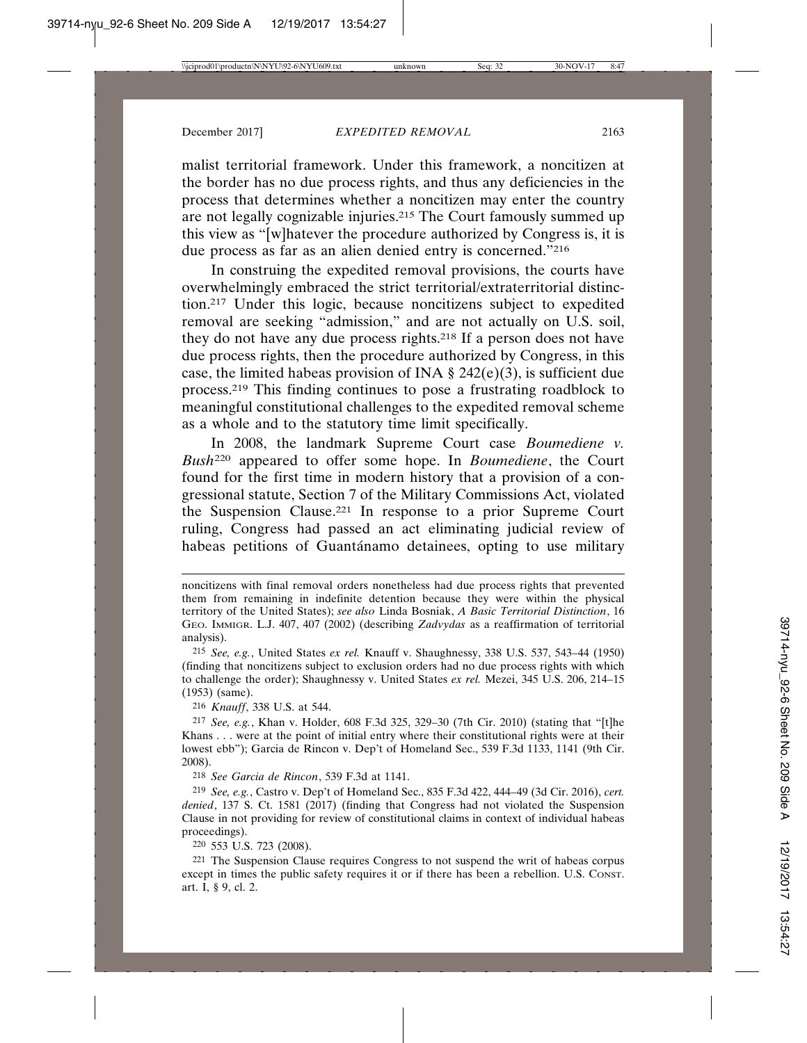malist territorial framework. Under this framework, a noncitizen at the border has no due process rights, and thus any deficiencies in the process that determines whether a noncitizen may enter the country are not legally cognizable injuries.[215] The Court famously summed up this view as "[w]hatever the procedure authorized by Congress is, it is due process as far as an alien denied entry is concerned."[216]

In construing the expedited removal provisions, the courts have overwhelmingly embraced the strict territorial/extraterritorial distinction.[217] Under this logic, because noncitizens subject to expedited removal are seeking "admission," and are not actually on U.S. soil, they do not have any due process rights.[218] If a person does not have due process rights, then the procedure authorized by Congress, in this case, the limited habeas provision of INA § 242(e)(3), is sufficient due process.[219] This finding continues to pose a frustrating roadblock to meaningful constitutional challenges to the expedited removal scheme as a whole and to the statutory time limit specifically.

In 2008, the landmark Supreme Court case *Boumediene v. Bush*[220] appeared to offer some hope. In *Boumediene*, the Court found for the first time in modern history that a provision of a congressional statute, Section 7 of the Military Commissions Act, violated the Suspension Clause.[221] In response to a prior Supreme Court ruling, Congress had passed an act eliminating judicial review of habeas petitions of Guantánamo detainees, opting to use military

---

noncitizens with final removal orders nonetheless had due process rights that prevented them from remaining in indefinite detention because they were within the physical territory of the United States); *see also* Linda Bosniak, *A Basic Territorial Distinction*, 16 Geo. Immigr. L.J. 407, 407 (2002) (describing *Zadvydas* as a reaffirmation of territorial analysis).

[215] *See, e.g.*, United States *ex rel.* Knauff v. Shaughnessy, 338 U.S. 537, 543–44 (1950) (finding that noncitizens subject to exclusion orders had no due process rights with which to challenge the order); Shaughnessy v. United States *ex rel.* Mezei, 345 U.S. 206, 214–15 (1953) (same).

[216] *Knauff*, 338 U.S. at 544.

[217] *See, e.g.*, Khan v. Holder, 608 F.3d 325, 329–30 (7th Cir. 2010) (stating that "[t]he Khans . . . were at the point of initial entry where their constitutional rights were at their lowest ebb"); Garcia de Rincon v. Dep't of Homeland Sec., 539 F.3d 1133, 1141 (9th Cir. 2008).

[218] *See Garcia de Rincon*, 539 F.3d at 1141.

[219] *See, e.g.*, Castro v. Dep't of Homeland Sec., 835 F.3d 422, 444–49 (3d Cir. 2016), *cert. denied*, 137 S. Ct. 1581 (2017) (finding that Congress had not violated the Suspension Clause in not providing for review of constitutional claims in context of individual habeas proceedings).

[220] 553 U.S. 723 (2008).

[221] The Suspension Clause requires Congress to not suspend the writ of habeas corpus except in times the public safety requires it or if there has been a rebellion. U.S. Const. art. I, § 9, cl. 2.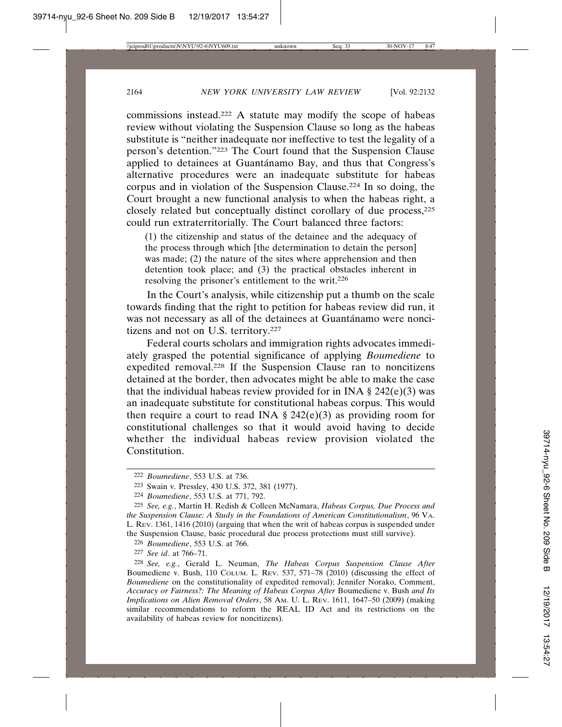commissions instead.[222] A statute may modify the scope of habeas review without violating the Suspension Clause so long as the habeas substitute is "neither inadequate nor ineffective to test the legality of a person's detention."[223] The Court found that the Suspension Clause applied to detainees at Guantánamo Bay, and thus that Congress's alternative procedures were an inadequate substitute for habeas corpus and in violation of the Suspension Clause.[224] In so doing, the Court brought a new functional analysis to when the habeas right, a closely related but conceptually distinct corollary of due process,[225] could run extraterritorially. The Court balanced three factors:

> (1) the citizenship and status of the detainee and the adequacy of the process through which [the determination to detain the person] was made; (2) the nature of the sites where apprehension and then detention took place; and (3) the practical obstacles inherent in resolving the prisoner's entitlement to the writ.[226]

In the Court's analysis, while citizenship put a thumb on the scale towards finding that the right to petition for habeas review did run, it was not necessary as all of the detainees at Guantánamo were noncitizens and not on U.S. territory.[227]

Federal courts scholars and immigration rights advocates immediately grasped the potential significance of applying *Boumediene* to expedited removal.[228] If the Suspension Clause ran to noncitizens detained at the border, then advocates might be able to make the case that the individual habeas review provided for in INA § 242(e)(3) was an inadequate substitute for constitutional habeas corpus. This would then require a court to read INA § 242(e)(3) as providing room for constitutional challenges so that it would avoid having to decide whether the individual habeas review provision violated the Constitution.

---

[222] *Boumediene*, 553 U.S. at 736.

[223] Swain v. Pressley, 430 U.S. 372, 381 (1977).

[224] *Boumediene*, 553 U.S. at 771, 792.

[225] *See, e.g.*, Martin H. Redish & Colleen McNamara, *Habeas Corpus, Due Process and the Suspension Clause: A Study in the Foundations of American Constitutionalism*, 96 VA. L. REV. 1361, 1416 (2010) (arguing that when the writ of habeas corpus is suspended under the Suspension Clause, basic procedural due process protections must still survive).

[226] *Boumediene*, 553 U.S. at 766.

[227] *See id.* at 766–71.

[228] *See, e.g.*, Gerald L. Neuman, *The Habeas Corpus Suspension Clause After* Boumediene v. Bush, 110 COLUM. L. REV. 537, 571–78 (2010) (discussing the effect of *Boumediene* on the constitutionality of expedited removal); Jennifer Norako, Comment, *Accuracy or Fairness?: The Meaning of Habeas Corpus After* Boumediene v. Bush *and Its Implications on Alien Removal Orders*, 58 AM. U. L. REV. 1611, 1647–50 (2009) (making similar recommendations to reform the REAL ID Act and its restrictions on the availability of habeas review for noncitizens).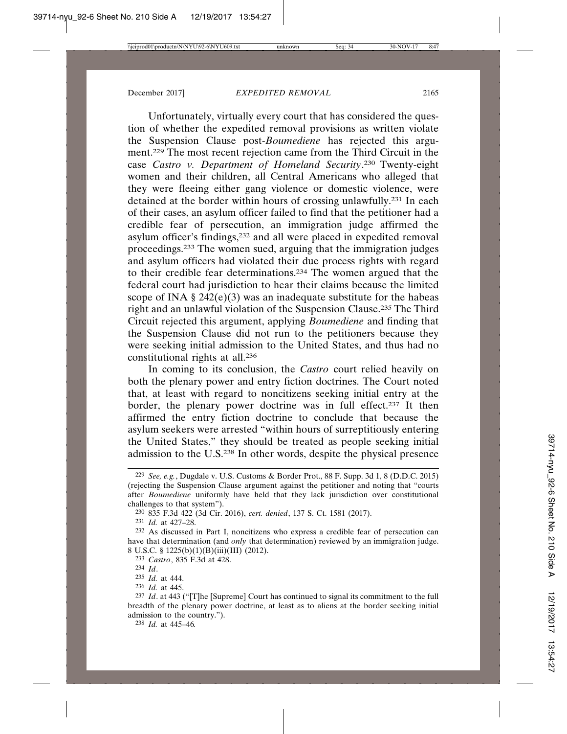Unfortunately, virtually every court that has considered the question of whether the expedited removal provisions as written violate the Suspension Clause post-*Boumediene* has rejected this argument.[229] The most recent rejection came from the Third Circuit in the case *Castro v. Department of Homeland Security*.[230] Twenty-eight women and their children, all Central Americans who alleged that they were fleeing either gang violence or domestic violence, were detained at the border within hours of crossing unlawfully.[231] In each of their cases, an asylum officer failed to find that the petitioner had a credible fear of persecution, an immigration judge affirmed the asylum officer's findings,[232] and all were placed in expedited removal proceedings.[233] The women sued, arguing that the immigration judges and asylum officers had violated their due process rights with regard to their credible fear determinations.[234] The women argued that the federal court had jurisdiction to hear their claims because the limited scope of INA § 242(e)(3) was an inadequate substitute for the habeas right and an unlawful violation of the Suspension Clause.[235] The Third Circuit rejected this argument, applying *Boumediene* and finding that the Suspension Clause did not run to the petitioners because they were seeking initial admission to the United States, and thus had no constitutional rights at all.[236]

In coming to its conclusion, the *Castro* court relied heavily on both the plenary power and entry fiction doctrines. The Court noted that, at least with regard to noncitizens seeking initial entry at the border, the plenary power doctrine was in full effect.[237] It then affirmed the entry fiction doctrine to conclude that because the asylum seekers were arrested "within hours of surreptitiously entering the United States," they should be treated as people seeking initial admission to the U.S.[238] In other words, despite the physical presence

---

229 *See, e.g.*, Dugdale v. U.S. Customs & Border Prot., 88 F. Supp. 3d 1, 8 (D.D.C. 2015) (rejecting the Suspension Clause argument against the petitioner and noting that "courts after *Boumediene* uniformly have held that they lack jurisdiction over constitutional challenges to that system").

230 835 F.3d 422 (3d Cir. 2016), *cert. denied*, 137 S. Ct. 1581 (2017).

231 *Id.* at 427–28.

232 As discussed in Part I, noncitizens who express a credible fear of persecution can have that determination (and *only* that determination) reviewed by an immigration judge. 8 U.S.C. § 1225(b)(1)(B)(iii)(III) (2012).

233 *Castro*, 835 F.3d at 428.

234 *Id*.

235 *Id.* at 444.

236 *Id.* at 445.

237 *Id*. at 443 ("[T]he [Supreme] Court has continued to signal its commitment to the full breadth of the plenary power doctrine, at least as to aliens at the border seeking initial admission to the country.").

238 *Id.* at 445–46.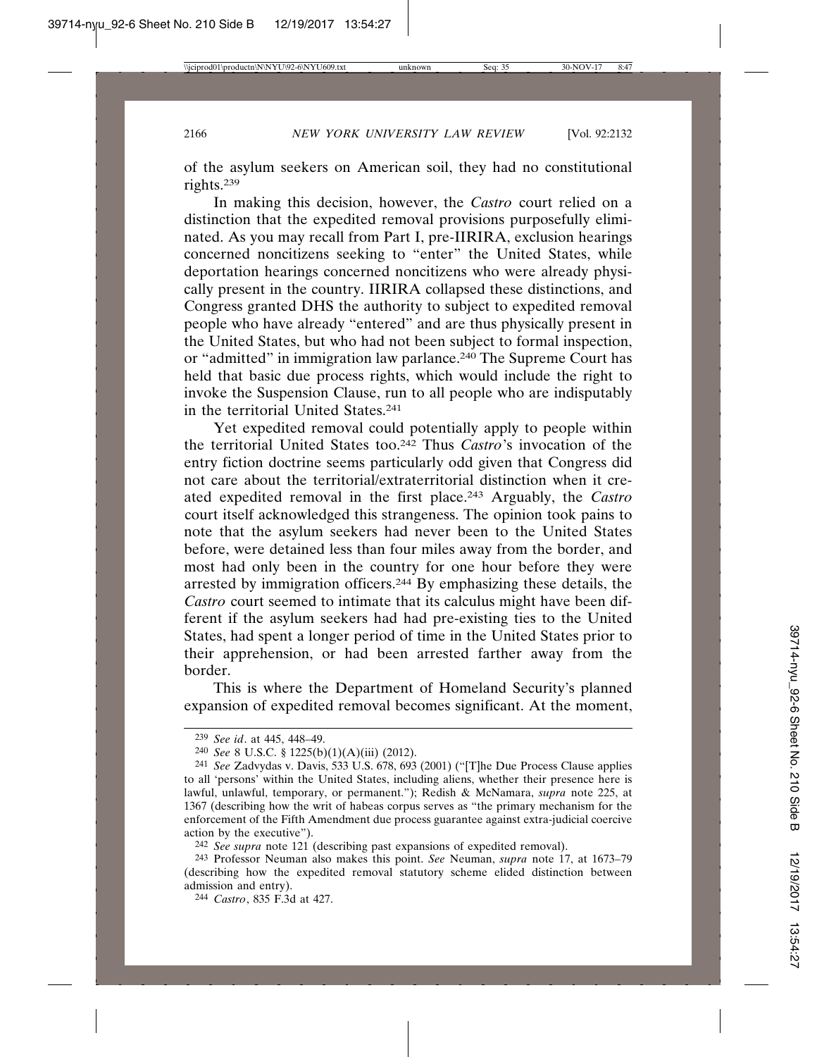of the asylum seekers on American soil, they had no constitutional rights.[239]

In making this decision, however, the *Castro* court relied on a distinction that the expedited removal provisions purposefully eliminated. As you may recall from Part I, pre-IIRIRA, exclusion hearings concerned noncitizens seeking to "enter" the United States, while deportation hearings concerned noncitizens who were already physically present in the country. IIRIRA collapsed these distinctions, and Congress granted DHS the authority to subject to expedited removal people who have already "entered" and are thus physically present in the United States, but who had not been subject to formal inspection, or "admitted" in immigration law parlance.[240] The Supreme Court has held that basic due process rights, which would include the right to invoke the Suspension Clause, run to all people who are indisputably in the territorial United States.[241]

Yet expedited removal could potentially apply to people within the territorial United States too.[242] Thus *Castro*'s invocation of the entry fiction doctrine seems particularly odd given that Congress did not care about the territorial/extraterritorial distinction when it created expedited removal in the first place.[243] Arguably, the *Castro* court itself acknowledged this strangeness. The opinion took pains to note that the asylum seekers had never been to the United States before, were detained less than four miles away from the border, and most had only been in the country for one hour before they were arrested by immigration officers.[244] By emphasizing these details, the *Castro* court seemed to intimate that its calculus might have been different if the asylum seekers had had pre-existing ties to the United States, had spent a longer period of time in the United States prior to their apprehension, or had been arrested farther away from the border.

This is where the Department of Homeland Security's planned expansion of expedited removal becomes significant. At the moment,

---

[239] *See id*. at 445, 448–49.

[240] *See* 8 U.S.C. § 1225(b)(1)(A)(iii) (2012).

[241] *See* Zadvydas v. Davis, 533 U.S. 678, 693 (2001) ("[T]he Due Process Clause applies to all 'persons' within the United States, including aliens, whether their presence here is lawful, unlawful, temporary, or permanent."); Redish & McNamara, *supra* note 225, at 1367 (describing how the writ of habeas corpus serves as "the primary mechanism for the enforcement of the Fifth Amendment due process guarantee against extra-judicial coercive action by the executive").

[242] *See supra* note 121 (describing past expansions of expedited removal).

[243] Professor Neuman also makes this point. *See* Neuman, *supra* note 17, at 1673–79 (describing how the expedited removal statutory scheme elided distinction between admission and entry).

[244] *Castro*, 835 F.3d at 427.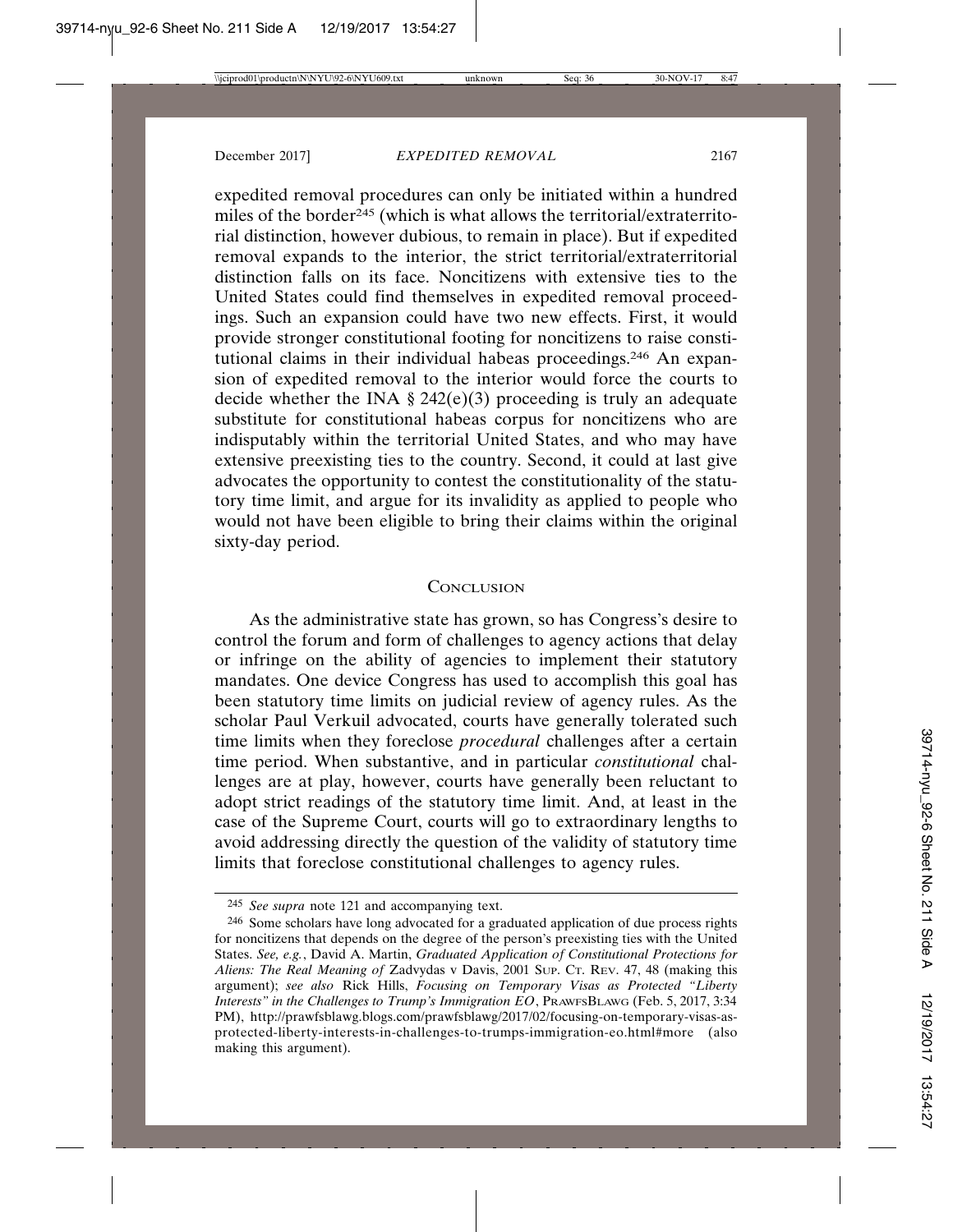expedited removal procedures can only be initiated within a hundred miles of the border[245] (which is what allows the territorial/extraterritorial distinction, however dubious, to remain in place). But if expedited removal expands to the interior, the strict territorial/extraterritorial distinction falls on its face. Noncitizens with extensive ties to the United States could find themselves in expedited removal proceedings. Such an expansion could have two new effects. First, it would provide stronger constitutional footing for noncitizens to raise constitutional claims in their individual habeas proceedings.[246] An expansion of expedited removal to the interior would force the courts to decide whether the INA § 242(e)(3) proceeding is truly an adequate substitute for constitutional habeas corpus for noncitizens who are indisputably within the territorial United States, and who may have extensive preexisting ties to the country. Second, it could at last give advocates the opportunity to contest the constitutionality of the statutory time limit, and argue for its invalidity as applied to people who would not have been eligible to bring their claims within the original sixty-day period.

## CONCLUSION

As the administrative state has grown, so has Congress's desire to control the forum and form of challenges to agency actions that delay or infringe on the ability of agencies to implement their statutory mandates. One device Congress has used to accomplish this goal has been statutory time limits on judicial review of agency rules. As the scholar Paul Verkuil advocated, courts have generally tolerated such time limits when they foreclose *procedural* challenges after a certain time period. When substantive, and in particular *constitutional* challenges are at play, however, courts have generally been reluctant to adopt strict readings of the statutory time limit. And, at least in the case of the Supreme Court, courts will go to extraordinary lengths to avoid addressing directly the question of the validity of statutory time limits that foreclose constitutional challenges to agency rules.

---

[245] *See supra* note 121 and accompanying text.

[246] Some scholars have long advocated for a graduated application of due process rights for noncitizens that depends on the degree of the person's preexisting ties with the United States. *See, e.g.*, David A. Martin, *Graduated Application of Constitutional Protections for Aliens: The Real Meaning of* Zadvydas v Davis, 2001 SUP. CT. REV. 47, 48 (making this argument); *see also* Rick Hills, *Focusing on Temporary Visas as Protected "Liberty Interests" in the Challenges to Trump's Immigration EO*, PRAWFSBLAWG (Feb. 5, 2017, 3:34 PM), http://prawfsblawg.blogs.com/prawfsblawg/2017/02/focusing-on-temporary-visas-as-protected-liberty-interests-in-challenges-to-trumps-immigration-eo.html#more (also making this argument).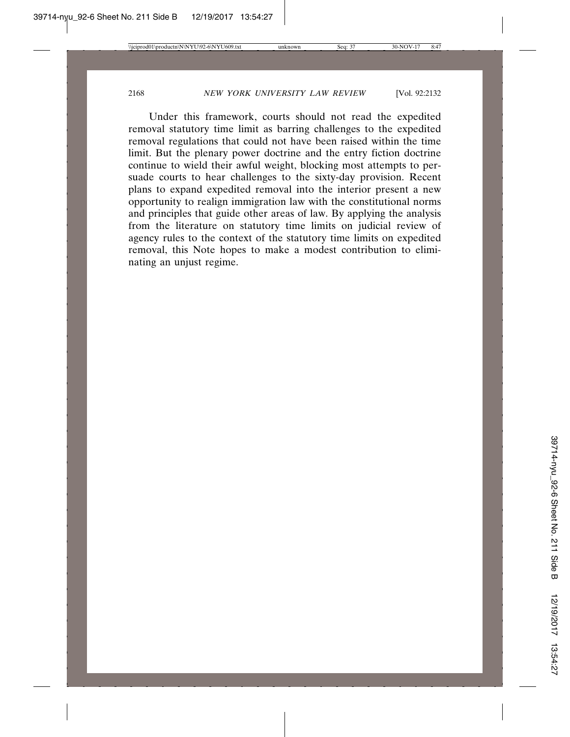Under this framework, courts should not read the expedited removal statutory time limit as barring challenges to the expedited removal regulations that could not have been raised within the time limit. But the plenary power doctrine and the entry fiction doctrine continue to wield their awful weight, blocking most attempts to persuade courts to hear challenges to the sixty-day provision. Recent plans to expand expedited removal into the interior present a new opportunity to realign immigration law with the constitutional norms and principles that guide other areas of law. By applying the analysis from the literature on statutory time limits on judicial review of agency rules to the context of the statutory time limits on expedited removal, this Note hopes to make a modest contribution to eliminating an unjust regime.